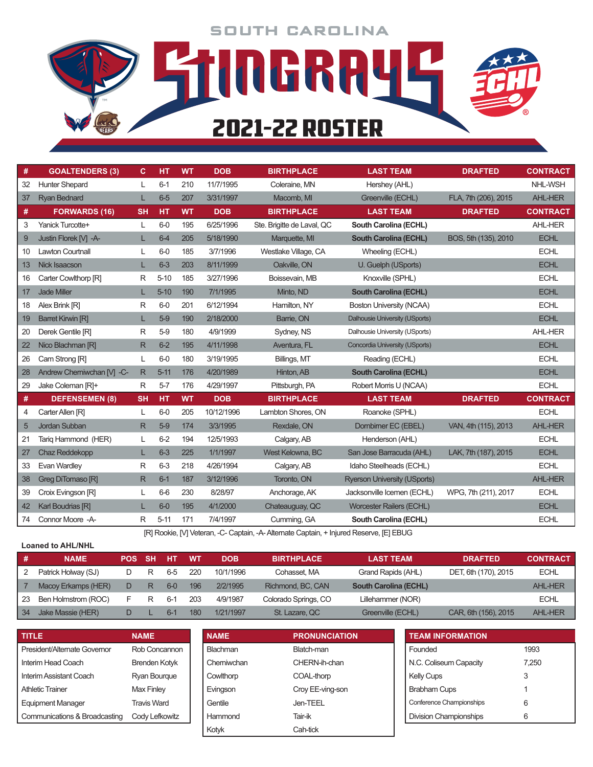# SOUTH CAROLINA STINGRAYS

## 2021-22 ROSTER

| # | GOALTENDERS (3) | C | HT | WT | DOB | BIRTHPLACE | LAST TEAM | DRAFTED | CONTRACT |
|---|---|---|---|---|---|---|---|---|---|
| 32 | Hunter Shepard | L | 6-1 | 210 | 11/7/1995 | Coleraine, MN | Hershey (AHL) | | NHL-WSH |
| 37 | Ryan Bednard | L | 6-5 | 207 | 3/31/1997 | Macomb, MI | Greenville (ECHL) | FLA, 7th (206), 2015 | AHL-HER |
| **#** | **FORWARDS (16)** | **SH** | **HT** | **WT** | **DOB** | **BIRTHPLACE** | **LAST TEAM** | **DRAFTED** | **CONTRACT** |
| 3 | Yanick Turcotte+ | L | 6-0 | 195 | 6/25/1996 | Ste. Brigitte de Laval, QC | **South Carolina (ECHL)** | | AHL-HER |
| 9 | Justin Florek [V] -A- | L | 6-4 | 205 | 5/18/1990 | Marquette, MI | **South Carolina (ECHL)** | BOS, 5th (135), 2010 | ECHL |
| 10 | Lawton Courtnall | L | 6-0 | 185 | 3/7/1996 | Westlake Village, CA | Wheeling (ECHL) | | ECHL |
| 13 | Nick Isaacson | L | 6-3 | 203 | 8/11/1999 | Oakville, ON | U. Guelph (USports) | | ECHL |
| 16 | Carter Cowlthorp [R] | R | 5-10 | 185 | 3/27/1996 | Boissevain, MB | Knoxville (SPHL) | | ECHL |
| 17 | Jade Miller | L | 5-10 | 190 | 7/1/1995 | Minto, ND | **South Carolina (ECHL)** | | ECHL |
| 18 | Alex Brink [R] | R | 6-0 | 201 | 6/12/1994 | Hamilton, NY | Boston University (NCAA) | | ECHL |
| 19 | Barret Kirwin [R] | L | 5-9 | 190 | 2/18/2000 | Barrie, ON | Dalhousie University (USports) | | ECHL |
| 20 | Derek Gentile [R] | R | 5-9 | 180 | 4/9/1999 | Sydney, NS | Dalhousie University (USports) | | AHL-HER |
| 22 | Nico Blachman [R] | R | 6-2 | 195 | 4/11/1998 | Aventura, FL | Concordia University (USports) | | ECHL |
| 26 | Cam Strong [R] | L | 6-0 | 180 | 3/19/1995 | Billings, MT | Reading (ECHL) | | ECHL |
| 28 | Andrew Cherniwchan [V] -C- | R | 5-11 | 176 | 4/20/1989 | Hinton, AB | **South Carolina (ECHL)** | | ECHL |
| 29 | Jake Coleman [R]+ | R | 5-7 | 176 | 4/29/1997 | Pittsburgh, PA | Robert Morris U (NCAA) | | ECHL |
| **#** | **DEFENSEMEN (8)** | **SH** | **HT** | **WT** | **DOB** | **BIRTHPLACE** | **LAST TEAM** | **DRAFTED** | **CONTRACT** |
| 4 | Carter Allen [R] | L | 6-0 | 205 | 10/12/1996 | Lambton Shores, ON | Roanoke (SPHL) | | ECHL |
| 5 | Jordan Subban | R | 5-9 | 174 | 3/3/1995 | Rexdale, ON | Dornbirner EC (EBEL) | VAN, 4th (115), 2013 | AHL-HER |
| 21 | Tariq Hammond (HER) | L | 6-2 | 194 | 12/5/1993 | Calgary, AB | Henderson (AHL) | | ECHL |
| 27 | Chaz Reddekopp | L | 6-3 | 225 | 1/1/1997 | West Kelowna, BC | San Jose Barracuda (AHL) | LAK, 7th (187), 2015 | ECHL |
| 33 | Evan Wardley | R | 6-3 | 218 | 4/26/1994 | Calgary, AB | Idaho Steelheads (ECHL) | | ECHL |
| 38 | Greg DiTomaso [R] | R | 6-1 | 187 | 3/12/1996 | Toronto, ON | Ryerson University (USports) | | AHL-HER |
| 39 | Croix Evingson [R] | L | 6-6 | 230 | 8/28/97 | Anchorage, AK | Jacksonville Icemen (ECHL) | WPG, 7th (211), 2017 | ECHL |
| 42 | Karl Boudrias [R] | L | 6-0 | 195 | 4/1/2000 | Chateauguay, QC | Worcester Railers (ECHL) | | ECHL |
| 74 | Connor Moore -A- | R | 5-11 | 171 | 7/4/1997 | Cumming, GA | **South Carolina (ECHL)** | | ECHL |

[R] Rookie, [V] Veteran, -C- Captain, -A- Alternate Captain, + Injured Reserve, [E] EBUG

### Loaned to AHL/NHL

| # | NAME | POS | SH | HT | WT | DOB | BIRTHPLACE | LAST TEAM | DRAFTED | CONTRACT |
|---|---|---|---|---|---|---|---|---|---|---|
| 2 | Patrick Holway (SJ) | D | R | 6-5 | 220 | 10/1/1996 | Cohasset, MA | Grand Rapids (AHL) | DET, 6th (170), 2015 | ECHL |
| 7 | Macoy Erkamps (HER) | D | R | 6-0 | 196 | 2/2/1995 | Richmond, BC, CAN | **South Carolina (ECHL)** | | AHL-HER |
| 23 | Ben Holmstrom (ROC) | F | R | 6-1 | 203 | 4/9/1987 | Colorado Springs, CO | Lillehammer (NOR) | | ECHL |
| 34 | Jake Massie (HER) | D | L | 6-1 | 180 | 1/21/1997 | St. Lazare, QC | Greenville (ECHL) | CAR, 6th (156), 2015 | AHL-HER |

| TITLE | NAME |
|---|---|
| President/Alternate Governor | Rob Concannon |
| Interim Head Coach | Brenden Kotyk |
| Interim Assistant Coach | Ryan Bourque |
| Athletic Trainer | Max Finley |
| Equipment Manager | Travis Ward |
| Communications & Broadcasting | Cody Lefkowitz |

| NAME | PRONUNCIATION |
|---|---|
| Blachman | Blatch-man |
| Cherniwchan | CHERN-ih-chan |
| Cowlthorp | COAL-thorp |
| Evingson | Croy EE-ving-son |
| Gentile | Jen-TEEL |
| Hammond | Tair-ik |
| Kotyk | Cah-tick |

| TEAM INFORMATION | |
|---|---|
| Founded | 1993 |
| N.C. Coliseum Capacity | 7,250 |
| Kelly Cups | 3 |
| Brabham Cups | 1 |
| Conference Championships | 6 |
| Division Championships | 6 |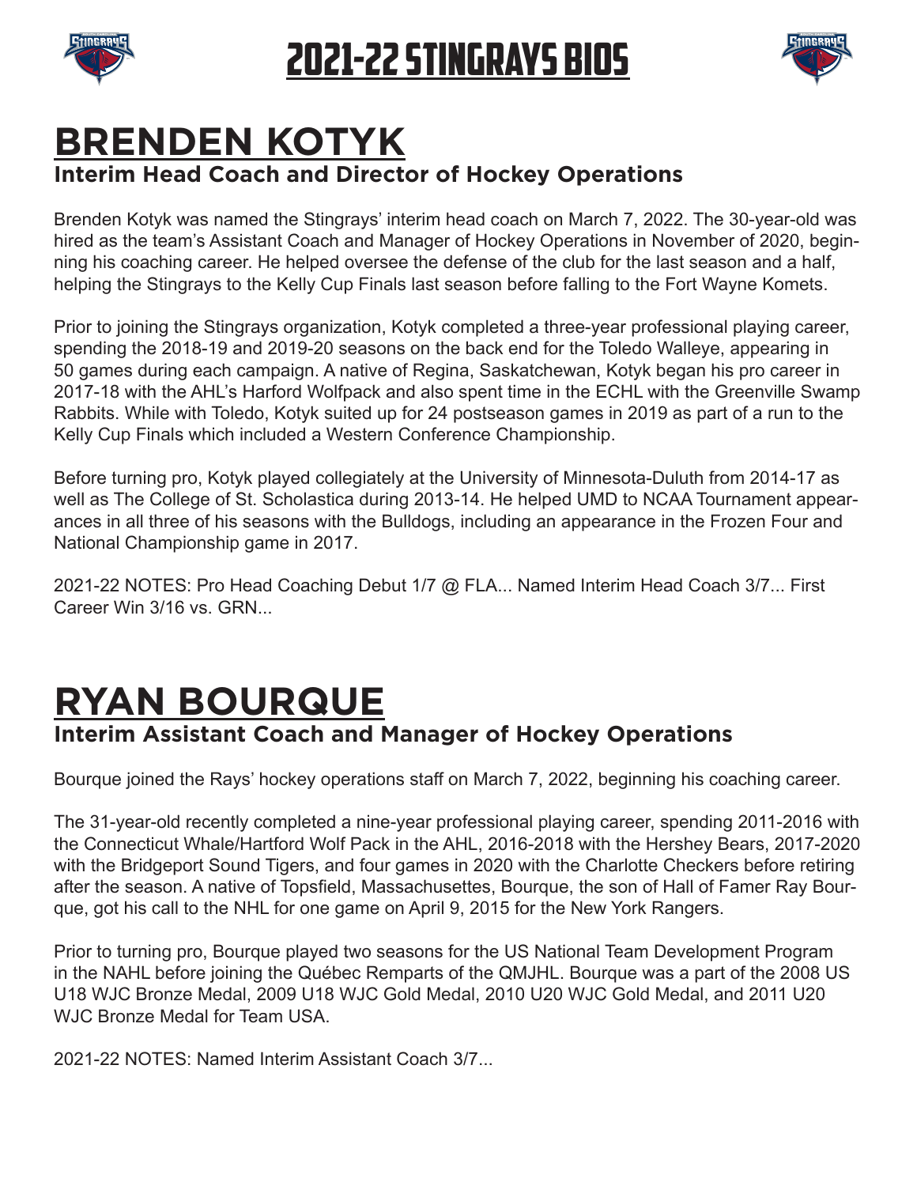# 2021-22 STINGRAYS BIOS

## BRENDEN KOTYK

### Interim Head Coach and Director of Hockey Operations

Brenden Kotyk was named the Stingrays' interim head coach on March 7, 2022. The 30-year-old was hired as the team's Assistant Coach and Manager of Hockey Operations in November of 2020, beginning his coaching career. He helped oversee the defense of the club for the last season and a half, helping the Stingrays to the Kelly Cup Finals last season before falling to the Fort Wayne Komets.

Prior to joining the Stingrays organization, Kotyk completed a three-year professional playing career, spending the 2018-19 and 2019-20 seasons on the back end for the Toledo Walleye, appearing in 50 games during each campaign. A native of Regina, Saskatchewan, Kotyk began his pro career in 2017-18 with the AHL's Harford Wolfpack and also spent time in the ECHL with the Greenville Swamp Rabbits. While with Toledo, Kotyk suited up for 24 postseason games in 2019 as part of a run to the Kelly Cup Finals which included a Western Conference Championship.

Before turning pro, Kotyk played collegiately at the University of Minnesota-Duluth from 2014-17 as well as The College of St. Scholastica during 2013-14. He helped UMD to NCAA Tournament appearances in all three of his seasons with the Bulldogs, including an appearance in the Frozen Four and National Championship game in 2017.

2021-22 NOTES: Pro Head Coaching Debut 1/7 @ FLA... Named Interim Head Coach 3/7... First Career Win 3/16 vs. GRN...

## RYAN BOURQUE

### Interim Assistant Coach and Manager of Hockey Operations

Bourque joined the Rays' hockey operations staff on March 7, 2022, beginning his coaching career.

The 31-year-old recently completed a nine-year professional playing career, spending 2011-2016 with the Connecticut Whale/Hartford Wolf Pack in the AHL, 2016-2018 with the Hershey Bears, 2017-2020 with the Bridgeport Sound Tigers, and four games in 2020 with the Charlotte Checkers before retiring after the season. A native of Topsfield, Massachusettes, Bourque, the son of Hall of Famer Ray Bourque, got his call to the NHL for one game on April 9, 2015 for the New York Rangers.

Prior to turning pro, Bourque played two seasons for the US National Team Development Program in the NAHL before joining the Québec Remparts of the QMJHL. Bourque was a part of the 2008 US U18 WJC Bronze Medal, 2009 U18 WJC Gold Medal, 2010 U20 WJC Gold Medal, and 2011 U20 WJC Bronze Medal for Team USA.

2021-22 NOTES: Named Interim Assistant Coach 3/7...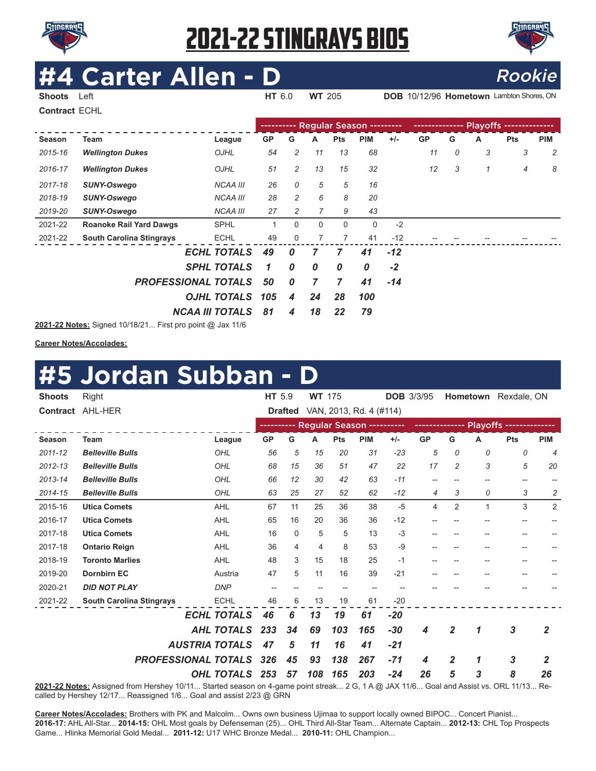# 2021-22 STINGRAYS BIOS

## #4 Carter Allen - D

*Rookie*

**Shoots** Left **HT** 6.0 **WT** 205 **DOB** 10/12/96 **Hometown** Lambton Shores, ON

**Contract** ECHL

| | | | Regular Season | | | | | | Playoffs | | | | |
|---|---|---|---|---|---|---|---|---|---|---|---|---|---|
| Season | Team | League | GP | G | A | Pts | PIM | +/- | GP | G | A | Pts | PIM |
| *2015-16* | ***Wellington Dukes*** | *OJHL* | *54* | *2* | *11* | *13* | *68* | | *11* | *0* | *3* | *3* | *2* |
| *2016-17* | ***Wellington Dukes*** | *OJHL* | *51* | *2* | *13* | *15* | *32* | | *12* | *3* | *1* | *4* | *8* |
| *2017-18* | ***SUNY-Oswego*** | *NCAA III* | *26* | *0* | *5* | *5* | *16* | | | | | | |
| *2018-19* | ***SUNY-Oswego*** | *NCAA III* | *28* | *2* | *6* | *8* | *20* | | | | | | |
| *2019-20* | ***SUNY-Oswego*** | *NCAA III* | *27* | *2* | *7* | *9* | *43* | | | | | | |
| 2021-22 | **Roanoke Rail Yard Dawgs** | SPHL | 1 | 0 | 0 | 0 | 0 | -2 | | | | | |
| 2021-22 | **South Carolina Stingrays** | ECHL | 49 | 0 | 7 | 7 | 41 | -12 | -- | -- | -- | -- | -- |
| | ***ECHL TOTALS*** | | ***49*** | ***0*** | ***7*** | ***7*** | ***41*** | ***-12*** | | | | | |
| | ***SPHL TOTALS*** | | ***1*** | ***0*** | ***0*** | ***0*** | ***0*** | ***-2*** | | | | | |
| | ***PROFESSIONAL TOTALS*** | | ***50*** | ***0*** | ***7*** | ***7*** | ***41*** | ***-14*** | | | | | |
| | ***OJHL TOTALS*** | | ***105*** | ***4*** | ***24*** | ***28*** | ***100*** | | | | | | |
| | ***NCAA III TOTALS*** | | ***81*** | ***4*** | ***18*** | ***22*** | ***79*** | | | | | | |

**2021-22 Notes:** Signed 10/18/21... First pro point @ Jax 11/6

**Career Notes/Accolades:**

## #5 Jordan Subban - D

**Shoots** Right **HT** 5.9 **WT** 175 **DOB** 3/3/95 **Hometown** Rexdale, ON

**Contract** AHL-HER **Drafted** VAN, 2013, Rd. 4 (#114)

| | | | Regular Season | | | | | | Playoffs | | | | |
|---|---|---|---|---|---|---|---|---|---|---|---|---|---|
| Season | Team | League | GP | G | A | Pts | PIM | +/- | GP | G | A | Pts | PIM |
| *2011-12* | ***Belleville Bulls*** | *OHL* | *56* | *5* | *15* | *20* | *31* | *-23* | *5* | *0* | *0* | *0* | *4* |
| *2012-13* | ***Belleville Bulls*** | *OHL* | *68* | *15* | *36* | *51* | *47* | *22* | *17* | *2* | *3* | *5* | *20* |
| *2013-14* | ***Belleville Bulls*** | *OHL* | *66* | *12* | *30* | *42* | *63* | *-11* | -- | -- | -- | -- | -- |
| *2014-15* | ***Belleville Bulls*** | *OHL* | *63* | *25* | *27* | *52* | *62* | *-12* | *4* | *3* | *0* | *3* | *2* |
| 2015-16 | **Utica Comets** | AHL | 67 | 11 | 25 | 36 | 38 | -5 | 4 | 2 | 1 | 3 | 2 |
| 2016-17 | **Utica Comets** | AHL | 65 | 16 | 20 | 36 | 36 | -12 | -- | -- | -- | -- | -- |
| 2017-18 | **Utica Comets** | AHL | 16 | 0 | 5 | 5 | 13 | -3 | -- | -- | -- | -- | -- |
| 2017-18 | **Ontario Reign** | AHL | 36 | 4 | 4 | 8 | 53 | -9 | -- | -- | -- | -- | -- |
| 2018-19 | **Toronto Marlies** | AHL | 48 | 3 | 15 | 18 | 25 | -1 | -- | -- | -- | -- | -- |
| 2019-20 | **Dornbirn EC** | Austria | 47 | 5 | 11 | 16 | 39 | -21 | -- | -- | -- | -- | -- |
| 2020-21 | ***DID NOT PLAY*** | *DNP* | -- | -- | -- | -- | -- | -- | -- | -- | -- | -- | -- |
| 2021-22 | **South Carolina Stingrays** | ECHL | 46 | 6 | 13 | 19 | 61 | -20 | | | | | |
| | ***ECHL TOTALS*** | | ***46*** | ***6*** | ***13*** | ***19*** | ***61*** | ***-20*** | | | | | |
| | ***AHL TOTALS*** | | ***233*** | ***34*** | ***69*** | ***103*** | ***165*** | ***-30*** | ***4*** | ***2*** | ***1*** | ***3*** | ***2*** |
| | ***AUSTRIA TOTALS*** | | ***47*** | ***5*** | ***11*** | ***16*** | ***41*** | ***-21*** | | | | | |
| | ***PROFESSIONAL TOTALS*** | | ***326*** | ***45*** | ***93*** | ***138*** | ***267*** | ***-71*** | ***4*** | ***2*** | ***1*** | ***3*** | ***2*** |
| | ***OHL TOTALS*** | | ***253*** | ***57*** | ***108*** | ***165*** | ***203*** | ***-24*** | ***26*** | ***5*** | ***3*** | ***8*** | ***26*** |

**2021-22 Notes:** Assigned from Hershey 10/11... Started season on 4-game point streak... 2 G, 1 A @ JAX 11/6... Goal and Assist vs. ORL 11/13... Recalled by Hershey 12/17... Reassigned 1/6... Goal and assist 2/23 @ GRN

**Career Notes/Accolades:** Brothers with PK and Malcolm... Owns own business Ujimaa to support locally owned BIPOC... Concert Pianist... **2016-17:** AHL All-Star... **2014-15:** OHL Most goals by Defenseman (25)... OHL Third All-Star Team... Alternate Captain... **2012-13:** CHL Top Prospects Game... Hlinka Memorial Gold Medal... **2011-12:** U17 WHC Bronze Medal... **2010-11:** OHL Champion...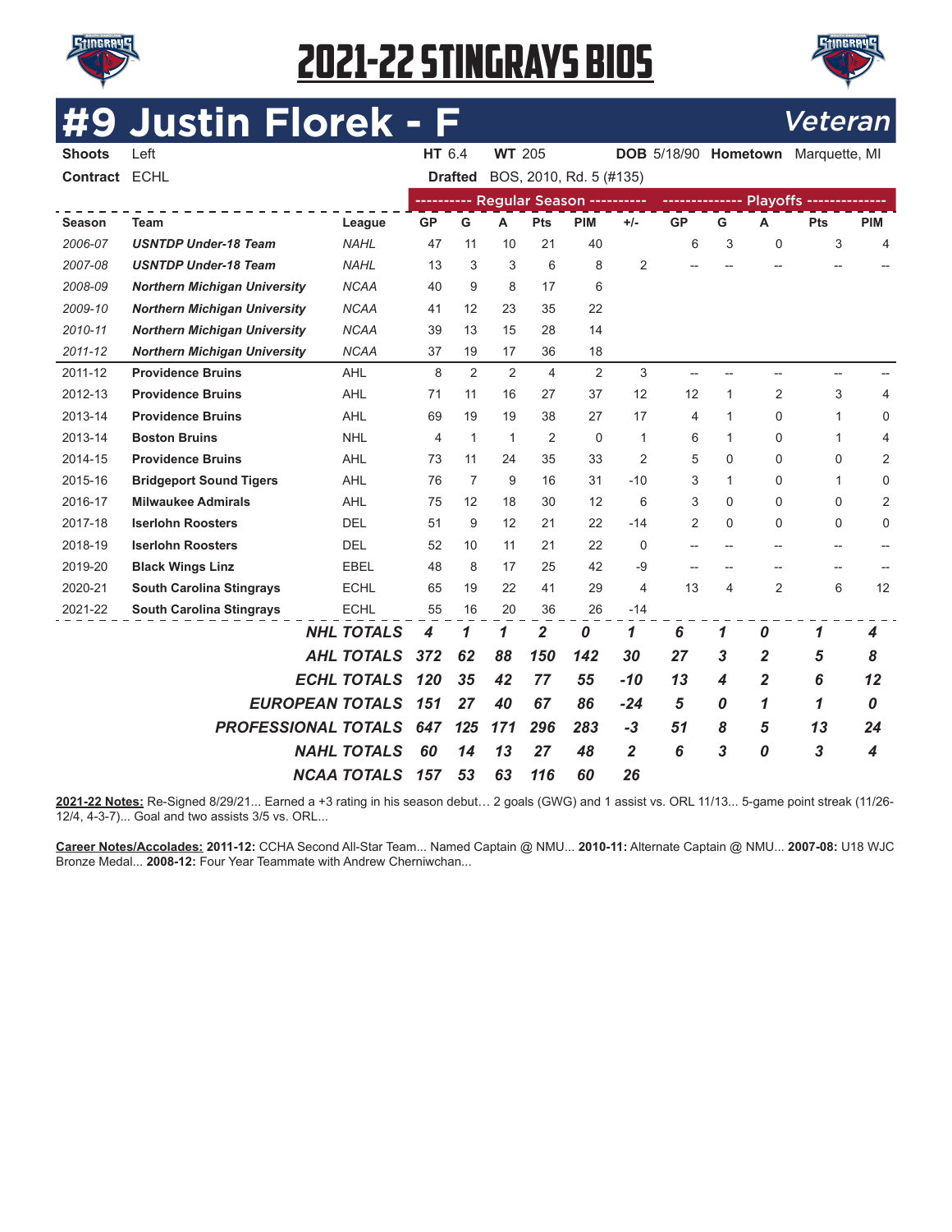# 2021-22 STINGRAYS BIOS

## #9 Justin Florek - F *Veteran*

**Shoots** Left **HT** 6.4 **WT** 205 **DOB** 5/18/90 **Hometown** Marquette, MI

**Contract** ECHL **Drafted** BOS, 2010, Rd. 5 (#135)

| | | | Regular Season | | | | | | Playoffs | | | | |
|---|---|---|---|---|---|---|---|---|---|---|---|---|---|
| **Season** | **Team** | **League** | **GP** | **G** | **A** | **Pts** | **PIM** | **+/-** | **GP** | **G** | **A** | **Pts** | **PIM** |
| *2006-07* | ***USNTDP Under-18 Team*** | *NAHL* | 47 | 11 | 10 | 21 | 40 | | 6 | 3 | 0 | 3 | 4 |
| *2007-08* | ***USNTDP Under-18 Team*** | *NAHL* | 13 | 3 | 3 | 6 | 8 | 2 | -- | -- | -- | -- | -- |
| *2008-09* | ***Northern Michigan University*** | *NCAA* | 40 | 9 | 8 | 17 | 6 | | | | | | |
| *2009-10* | ***Northern Michigan University*** | *NCAA* | 41 | 12 | 23 | 35 | 22 | | | | | | |
| *2010-11* | ***Northern Michigan University*** | *NCAA* | 39 | 13 | 15 | 28 | 14 | | | | | | |
| *2011-12* | ***Northern Michigan University*** | *NCAA* | 37 | 19 | 17 | 36 | 18 | | | | | | |
| 2011-12 | **Providence Bruins** | AHL | 8 | 2 | 2 | 4 | 2 | 3 | -- | -- | -- | -- | -- |
| 2012-13 | **Providence Bruins** | AHL | 71 | 11 | 16 | 27 | 37 | 12 | 12 | 1 | 2 | 3 | 4 |
| 2013-14 | **Providence Bruins** | AHL | 69 | 19 | 19 | 38 | 27 | 17 | 4 | 1 | 0 | 1 | 0 |
| 2013-14 | **Boston Bruins** | NHL | 4 | 1 | 1 | 2 | 0 | 1 | 6 | 1 | 0 | 1 | 4 |
| 2014-15 | **Providence Bruins** | AHL | 73 | 11 | 24 | 35 | 33 | 2 | 5 | 0 | 0 | 0 | 2 |
| 2015-16 | **Bridgeport Sound Tigers** | AHL | 76 | 7 | 9 | 16 | 31 | -10 | 3 | 1 | 0 | 1 | 0 |
| 2016-17 | **Milwaukee Admirals** | AHL | 75 | 12 | 18 | 30 | 12 | 6 | 3 | 0 | 0 | 0 | 2 |
| 2017-18 | **Iserlohn Roosters** | DEL | 51 | 9 | 12 | 21 | 22 | -14 | 2 | 0 | 0 | 0 | 0 |
| 2018-19 | **Iserlohn Roosters** | DEL | 52 | 10 | 11 | 21 | 22 | 0 | -- | -- | -- | -- | -- |
| 2019-20 | **Black Wings Linz** | EBEL | 48 | 8 | 17 | 25 | 42 | -9 | -- | -- | -- | -- | -- |
| 2020-21 | **South Carolina Stingrays** | ECHL | 65 | 19 | 22 | 41 | 29 | 4 | 13 | 4 | 2 | 6 | 12 |
| 2021-22 | **South Carolina Stingrays** | ECHL | 55 | 16 | 20 | 36 | 26 | -14 | | | | | |
| | | ***NHL TOTALS*** | ***4*** | ***1*** | ***1*** | ***2*** | ***0*** | ***1*** | ***6*** | ***1*** | ***0*** | ***1*** | ***4*** |
| | | ***AHL TOTALS*** | ***372*** | ***62*** | ***88*** | ***150*** | ***142*** | ***30*** | ***27*** | ***3*** | ***2*** | ***5*** | ***8*** |
| | | ***ECHL TOTALS*** | ***120*** | ***35*** | ***42*** | ***77*** | ***55*** | ***-10*** | ***13*** | ***4*** | ***2*** | ***6*** | ***12*** |
| | | ***EUROPEAN TOTALS*** | ***151*** | ***27*** | ***40*** | ***67*** | ***86*** | ***-24*** | ***5*** | ***0*** | ***1*** | ***1*** | ***0*** |
| | | ***PROFESSIONAL TOTALS*** | ***647*** | ***125*** | ***171*** | ***296*** | ***283*** | ***-3*** | ***51*** | ***8*** | ***5*** | ***13*** | ***24*** |
| | | ***NAHL TOTALS*** | ***60*** | ***14*** | ***13*** | ***27*** | ***48*** | ***2*** | ***6*** | ***3*** | ***0*** | ***3*** | ***4*** |
| | | ***NCAA TOTALS*** | ***157*** | ***53*** | ***63*** | ***116*** | ***60*** | ***26*** | | | | | |

**2021-22 Notes:** Re-Signed 8/29/21... Earned a +3 rating in his season debut… 2 goals (GWG) and 1 assist vs. ORL 11/13... 5-game point streak (11/26-12/4, 4-3-7)... Goal and two assists 3/5 vs. ORL...

**Career Notes/Accolades:** **2011-12:** CCHA Second All-Star Team... Named Captain @ NMU... **2010-11:** Alternate Captain @ NMU... **2007-08:** U18 WJC Bronze Medal... **2008-12:** Four Year Teammate with Andrew Cherniwchan...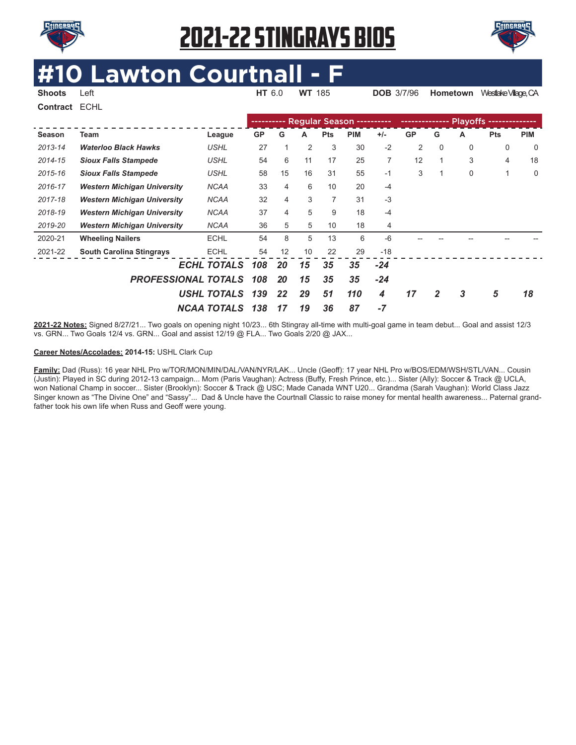# 2021-22 STINGRAYS BIOS

# #10 Lawton Courtnall - F

**Shoots** Left **HT** 6.0 **WT** 185 **DOB** 3/7/96 **Hometown** Westlake Village, CA

**Contract** ECHL

| | | | Regular Season | | | | | | Playoffs | | | | |
|---|---|---|---|---|---|---|---|---|---|---|---|---|---|
| **Season** | **Team** | **League** | **GP** | **G** | **A** | **Pts** | **PIM** | **+/-** | **GP** | **G** | **A** | **Pts** | **PIM** |
| *2013-14* | ***Waterloo Black Hawks*** | *USHL* | 27 | 1 | 2 | 3 | 30 | -2 | 2 | 0 | 0 | 0 | 0 |
| *2014-15* | ***Sioux Falls Stampede*** | *USHL* | 54 | 6 | 11 | 17 | 25 | 7 | 12 | 1 | 3 | 4 | 18 |
| *2015-16* | ***Sioux Falls Stampede*** | *USHL* | 58 | 15 | 16 | 31 | 55 | -1 | 3 | 1 | 0 | 1 | 0 |
| *2016-17* | ***Western Michigan University*** | *NCAA* | 33 | 4 | 6 | 10 | 20 | -4 | | | | | |
| *2017-18* | ***Western Michigan University*** | *NCAA* | 32 | 4 | 3 | 7 | 31 | -3 | | | | | |
| *2018-19* | ***Western Michigan University*** | *NCAA* | 37 | 4 | 5 | 9 | 18 | -4 | | | | | |
| *2019-20* | ***Western Michigan University*** | *NCAA* | 36 | 5 | 5 | 10 | 18 | 4 | | | | | |
| 2020-21 | **Wheeling Nailers** | ECHL | 54 | 8 | 5 | 13 | 6 | -6 | -- | -- | -- | -- | -- |
| 2021-22 | **South Carolina Stingrays** | ECHL | 54 | 12 | 10 | 22 | 29 | -18 | | | | | |
| | | ***ECHL TOTALS*** | ***108*** | ***20*** | ***15*** | ***35*** | ***35*** | ***-24*** | | | | | |
| | | ***PROFESSIONAL TOTALS*** | ***108*** | ***20*** | ***15*** | ***35*** | ***35*** | ***-24*** | | | | | |
| | | ***USHL TOTALS*** | ***139*** | ***22*** | ***29*** | ***51*** | ***110*** | ***4*** | ***17*** | ***2*** | ***3*** | ***5*** | ***18*** |
| | | ***NCAA TOTALS*** | ***138*** | ***17*** | ***19*** | ***36*** | ***87*** | ***-7*** | | | | | |

**2021-22 Notes:** Signed 8/27/21... Two goals on opening night 10/23... 6th Stingray all-time with multi-goal game in team debut... Goal and assist 12/3 vs. GRN... Two Goals 12/4 vs. GRN... Goal and assist 12/19 @ FLA... Two Goals 2/20 @ JAX...

**Career Notes/Accolades: 2014-15:** USHL Clark Cup

**Family:** Dad (Russ): 16 year NHL Pro w/TOR/MON/MIN/DAL/VAN/NYR/LAK... Uncle (Geoff): 17 year NHL Pro w/BOS/EDM/WSH/STL/VAN... Cousin (Justin): Played in SC during 2012-13 campaign... Mom (Paris Vaughan): Actress (Buffy, Fresh Prince, etc.)... Sister (Ally): Soccer & Track @ UCLA, won National Champ in soccer... Sister (Brooklyn): Soccer & Track @ USC; Made Canada WNT U20... Grandma (Sarah Vaughan): World Class Jazz Singer known as "The Divine One" and "Sassy"... Dad & Uncle have the Courtnall Classic to raise money for mental health awareness... Paternal grandfather took his own life when Russ and Geoff were young.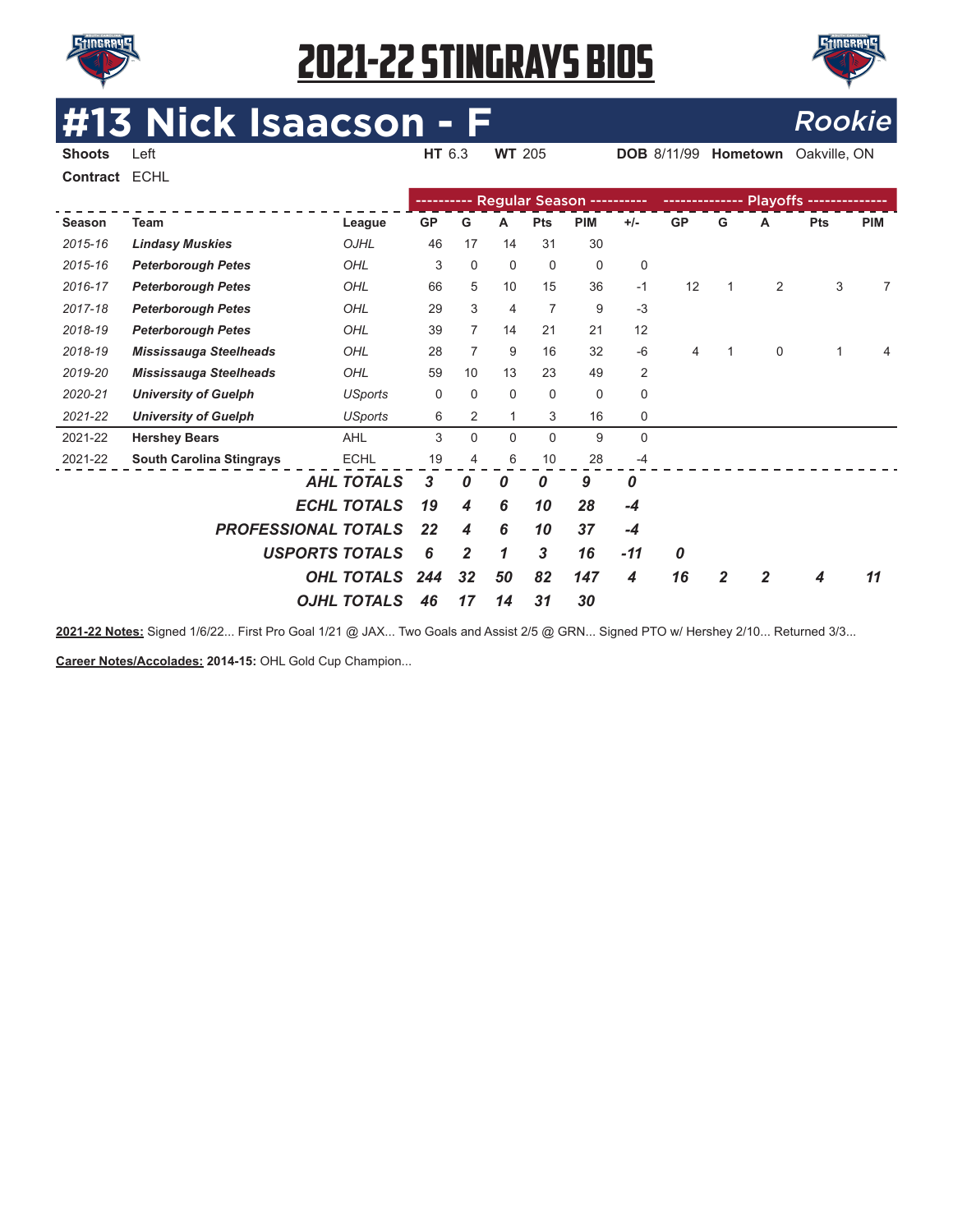# 2021-22 STINGRAYS BIOS

## #13 Nick Isaacson - F

*Rookie*

**Shoots** Left **HT** 6.3 **WT** 205 **DOB** 8/11/99 **Hometown** Oakville, ON

**Contract** ECHL

| | | | Regular Season | | | | | | Playoffs | | | | |
|---|---|---|---|---|---|---|---|---|---|---|---|---|---|
| **Season** | **Team** | **League** | **GP** | **G** | **A** | **Pts** | **PIM** | **+/-** | **GP** | **G** | **A** | **Pts** | **PIM** |
| *2015-16* | ***Lindasy Muskies*** | *OJHL* | 46 | 17 | 14 | 31 | 30 | | | | | | |
| *2015-16* | ***Peterborough Petes*** | *OHL* | 3 | 0 | 0 | 0 | 0 | 0 | | | | | |
| *2016-17* | ***Peterborough Petes*** | *OHL* | 66 | 5 | 10 | 15 | 36 | -1 | 12 | 1 | 2 | 3 | 7 |
| *2017-18* | ***Peterborough Petes*** | *OHL* | 29 | 3 | 4 | 7 | 9 | -3 | | | | | |
| *2018-19* | ***Peterborough Petes*** | *OHL* | 39 | 7 | 14 | 21 | 21 | 12 | | | | | |
| *2018-19* | ***Mississauga Steelheads*** | *OHL* | 28 | 7 | 9 | 16 | 32 | -6 | 4 | 1 | 0 | 1 | 4 |
| *2019-20* | ***Mississauga Steelheads*** | *OHL* | 59 | 10 | 13 | 23 | 49 | 2 | | | | | |
| *2020-21* | ***University of Guelph*** | *USports* | 0 | 0 | 0 | 0 | 0 | 0 | | | | | |
| *2021-22* | ***University of Guelph*** | *USports* | 6 | 2 | 1 | 3 | 16 | 0 | | | | | |
| 2021-22 | **Hershey Bears** | AHL | 3 | 0 | 0 | 0 | 9 | 0 | | | | | |
| 2021-22 | **South Carolina Stingrays** | ECHL | 19 | 4 | 6 | 10 | 28 | -4 | | | | | |
| | | ***AHL TOTALS*** | ***3*** | ***0*** | ***0*** | ***0*** | ***9*** | ***0*** | | | | | |
| | | ***ECHL TOTALS*** | ***19*** | ***4*** | ***6*** | ***10*** | ***28*** | ***-4*** | | | | | |
| | | ***PROFESSIONAL TOTALS*** | ***22*** | ***4*** | ***6*** | ***10*** | ***37*** | ***-4*** | | | | | |
| | | ***USPORTS TOTALS*** | ***6*** | ***2*** | ***1*** | ***3*** | ***16*** | ***-11*** | ***0*** | | | | |
| | | ***OHL TOTALS*** | ***244*** | ***32*** | ***50*** | ***82*** | ***147*** | ***4*** | ***16*** | ***2*** | ***2*** | ***4*** | ***11*** |
| | | ***OJHL TOTALS*** | ***46*** | ***17*** | ***14*** | ***31*** | ***30*** | | | | | | |

**2021-22 Notes:** Signed 1/6/22... First Pro Goal 1/21 @ JAX... Two Goals and Assist 2/5 @ GRN... Signed PTO w/ Hershey 2/10... Returned 3/3...

**Career Notes/Accolades:** **2014-15:** OHL Gold Cup Champion...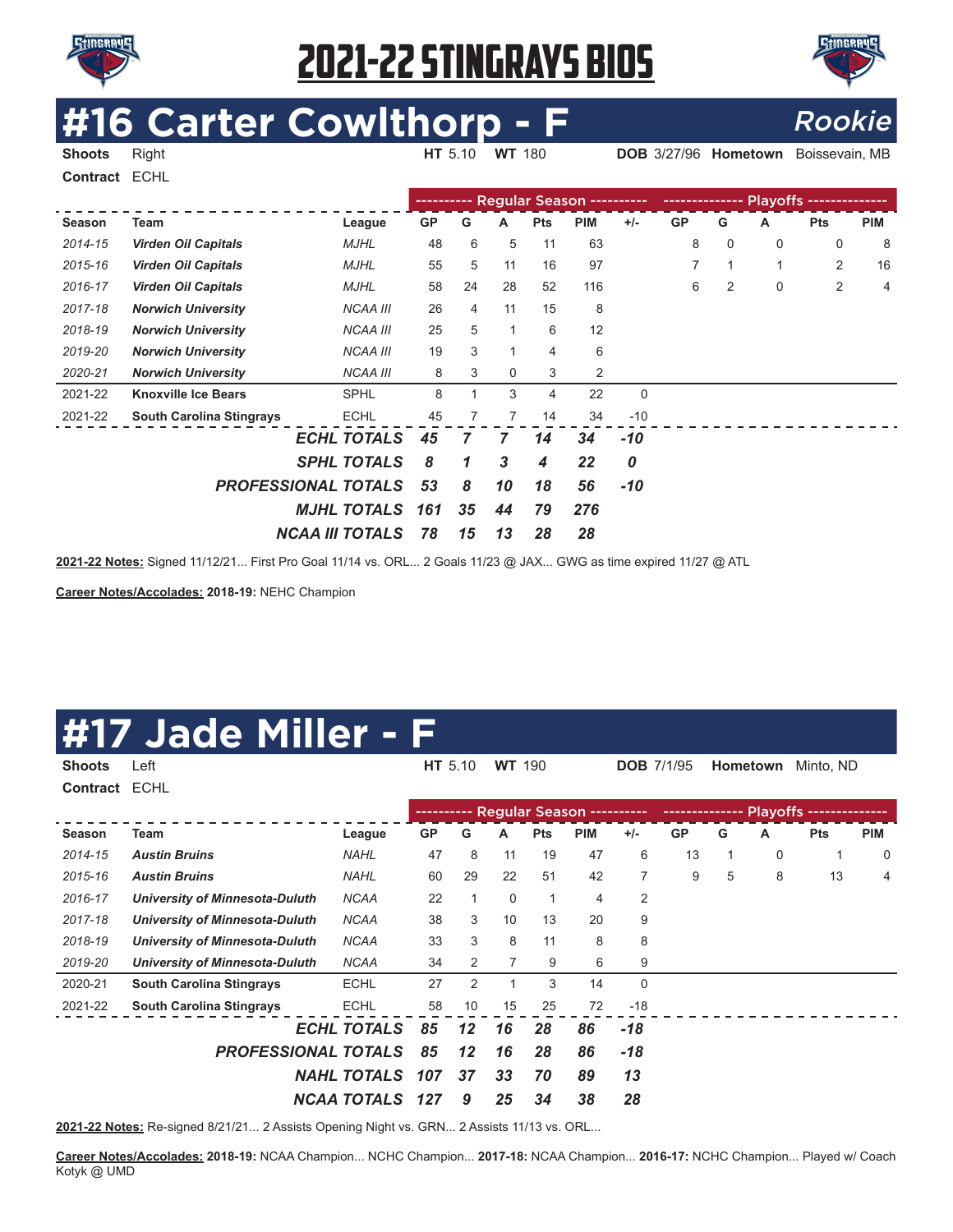# 2021-22 STINGRAYS BIOS

## #16 Carter Cowlthorp - F *Rookie*

**Shoots** Right **HT** 5.10 **WT** 180 **DOB** 3/27/96 **Hometown** Boissevain, MB

**Contract** ECHL

| | | | Regular Season | | | | | | Playoffs | | | | |
|---|---|---|---|---|---|---|---|---|---|---|---|---|---|
| **Season** | **Team** | **League** | **GP** | **G** | **A** | **Pts** | **PIM** | **+/-** | **GP** | **G** | **A** | **Pts** | **PIM** |
| *2014-15* | ***Virden Oil Capitals*** | *MJHL* | 48 | 6 | 5 | 11 | 63 | | 8 | 0 | 0 | 0 | 8 |
| *2015-16* | ***Virden Oil Capitals*** | *MJHL* | 55 | 5 | 11 | 16 | 97 | | 7 | 1 | 1 | 2 | 16 |
| *2016-17* | ***Virden Oil Capitals*** | *MJHL* | 58 | 24 | 28 | 52 | 116 | | 6 | 2 | 0 | 2 | 4 |
| *2017-18* | ***Norwich University*** | *NCAA III* | 26 | 4 | 11 | 15 | 8 | | | | | | |
| *2018-19* | ***Norwich University*** | *NCAA III* | 25 | 5 | 1 | 6 | 12 | | | | | | |
| *2019-20* | ***Norwich University*** | *NCAA III* | 19 | 3 | 1 | 4 | 6 | | | | | | |
| *2020-21* | ***Norwich University*** | *NCAA III* | 8 | 3 | 0 | 3 | 2 | | | | | | |
| 2021-22 | **Knoxville Ice Bears** | SPHL | 8 | 1 | 3 | 4 | 22 | 0 | | | | | |
| 2021-22 | **South Carolina Stingrays** | ECHL | 45 | 7 | 7 | 14 | 34 | -10 | | | | | |
| | | ***ECHL TOTALS*** | ***45*** | ***7*** | ***7*** | ***14*** | ***34*** | ***-10*** | | | | | |
| | | ***SPHL TOTALS*** | ***8*** | ***1*** | ***3*** | ***4*** | ***22*** | ***0*** | | | | | |
| | | ***PROFESSIONAL TOTALS*** | ***53*** | ***8*** | ***10*** | ***18*** | ***56*** | ***-10*** | | | | | |
| | | ***MJHL TOTALS*** | ***161*** | ***35*** | ***44*** | ***79*** | ***276*** | | | | | | |
| | | ***NCAA III TOTALS*** | ***78*** | ***15*** | ***13*** | ***28*** | ***28*** | | | | | | |

**2021-22 Notes:** Signed 11/12/21... First Pro Goal 11/14 vs. ORL... 2 Goals 11/23 @ JAX... GWG as time expired 11/27 @ ATL

**Career Notes/Accolades:** **2018-19:** NEHC Champion

## #17 Jade Miller - F

**Shoots** Left **HT** 5.10 **WT** 190 **DOB** 7/1/95 **Hometown** Minto, ND

**Contract** ECHL

| | | | Regular Season | | | | | | Playoffs | | | | |
|---|---|---|---|---|---|---|---|---|---|---|---|---|---|
| **Season** | **Team** | **League** | **GP** | **G** | **A** | **Pts** | **PIM** | **+/-** | **GP** | **G** | **A** | **Pts** | **PIM** |
| *2014-15* | ***Austin Bruins*** | *NAHL* | 47 | 8 | 11 | 19 | 47 | 6 | 13 | 1 | 0 | 1 | 0 |
| *2015-16* | ***Austin Bruins*** | *NAHL* | 60 | 29 | 22 | 51 | 42 | 7 | 9 | 5 | 8 | 13 | 4 |
| *2016-17* | ***University of Minnesota-Duluth*** | *NCAA* | 22 | 1 | 0 | 1 | 4 | 2 | | | | | |
| *2017-18* | ***University of Minnesota-Duluth*** | *NCAA* | 38 | 3 | 10 | 13 | 20 | 9 | | | | | |
| *2018-19* | ***University of Minnesota-Duluth*** | *NCAA* | 33 | 3 | 8 | 11 | 8 | 8 | | | | | |
| *2019-20* | ***University of Minnesota-Duluth*** | *NCAA* | 34 | 2 | 7 | 9 | 6 | 9 | | | | | |
| 2020-21 | **South Carolina Stingrays** | ECHL | 27 | 2 | 1 | 3 | 14 | 0 | | | | | |
| 2021-22 | **South Carolina Stingrays** | ECHL | 58 | 10 | 15 | 25 | 72 | -18 | | | | | |
| | | ***ECHL TOTALS*** | ***85*** | ***12*** | ***16*** | ***28*** | ***86*** | ***-18*** | | | | | |
| | | ***PROFESSIONAL TOTALS*** | ***85*** | ***12*** | ***16*** | ***28*** | ***86*** | ***-18*** | | | | | |
| | | ***NAHL TOTALS*** | ***107*** | ***37*** | ***33*** | ***70*** | ***89*** | ***13*** | | | | | |
| | | ***NCAA TOTALS*** | ***127*** | ***9*** | ***25*** | ***34*** | ***38*** | ***28*** | | | | | |

**2021-22 Notes:** Re-signed 8/21/21... 2 Assists Opening Night vs. GRN... 2 Assists 11/13 vs. ORL...

**Career Notes/Accolades:** **2018-19:** NCAA Champion... NCHC Champion... **2017-18:** NCAA Champion... **2016-17:** NCHC Champion... Played w/ Coach Kotyk @ UMD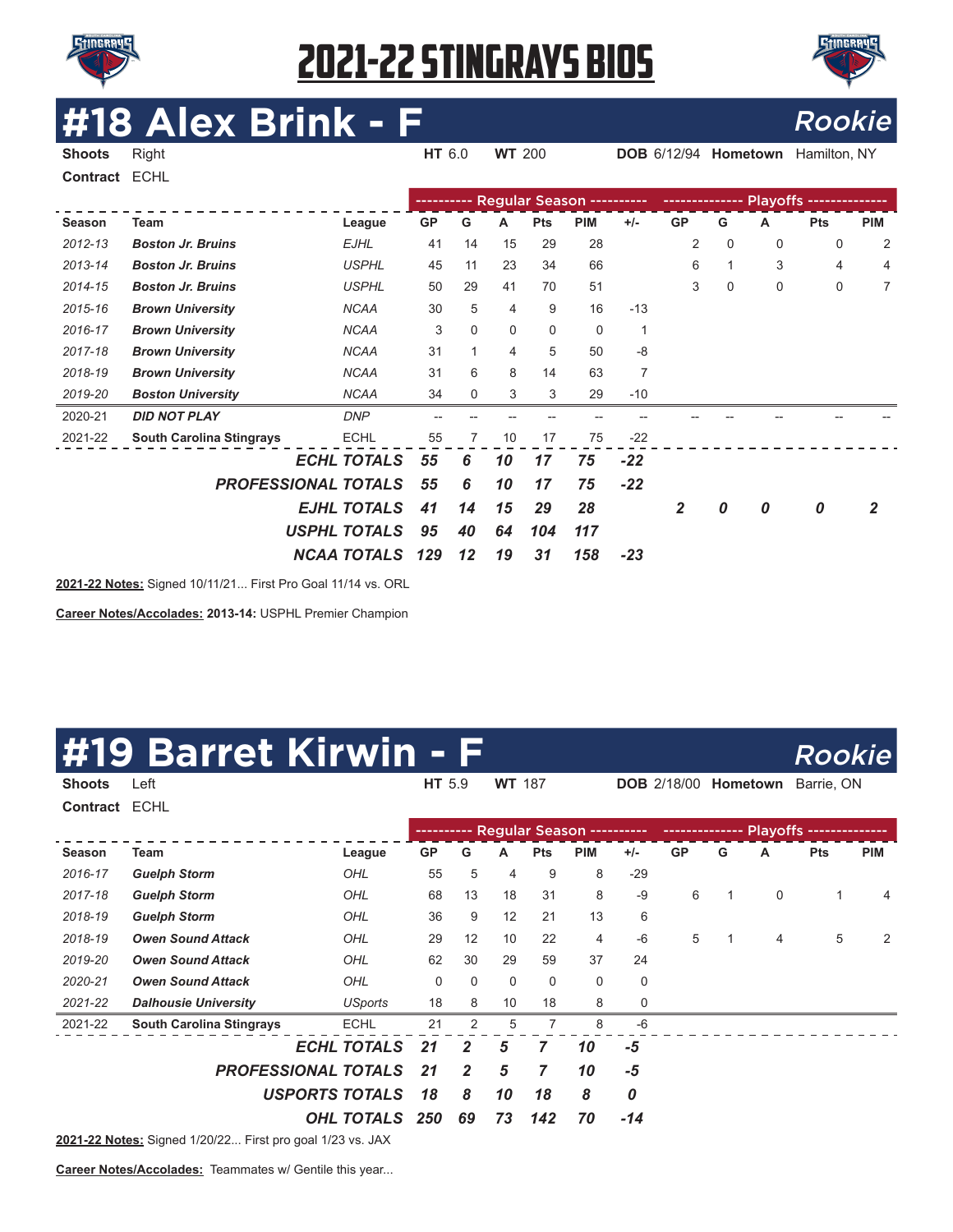# 2021-22 STINGRAYS BIOS

## #18 Alex Brink - F

*Rookie*

**Shoots** Right **HT** 6.0 **WT** 200 **DOB** 6/12/94 **Hometown** Hamilton, NY

**Contract** ECHL

| | | | Regular Season | | | | | | Playoffs | | | | |
|---|---|---|---|---|---|---|---|---|---|---|---|---|---|
| **Season** | **Team** | **League** | **GP** | **G** | **A** | **Pts** | **PIM** | **+/-** | **GP** | **G** | **A** | **Pts** | **PIM** |
| *2012-13* | ***Boston Jr. Bruins*** | *EJHL* | 41 | 14 | 15 | 29 | 28 | | 2 | 0 | 0 | 0 | 2 |
| *2013-14* | ***Boston Jr. Bruins*** | *USPHL* | 45 | 11 | 23 | 34 | 66 | | 6 | 1 | 3 | 4 | 4 |
| *2014-15* | ***Boston Jr. Bruins*** | *USPHL* | 50 | 29 | 41 | 70 | 51 | | 3 | 0 | 0 | 0 | 7 |
| *2015-16* | ***Brown University*** | *NCAA* | 30 | 5 | 4 | 9 | 16 | -13 | | | | | |
| *2016-17* | ***Brown University*** | *NCAA* | 3 | 0 | 0 | 0 | 0 | 1 | | | | | |
| *2017-18* | ***Brown University*** | *NCAA* | 31 | 1 | 4 | 5 | 50 | -8 | | | | | |
| *2018-19* | ***Brown University*** | *NCAA* | 31 | 6 | 8 | 14 | 63 | 7 | | | | | |
| *2019-20* | ***Boston University*** | *NCAA* | 34 | 0 | 3 | 3 | 29 | -10 | | | | | |
| 2020-21 | ***DID NOT PLAY*** | *DNP* | -- | -- | -- | -- | -- | -- | -- | -- | -- | -- | -- |
| 2021-22 | **South Carolina Stingrays** | ECHL | 55 | 7 | 10 | 17 | 75 | -22 | | | | | |
| | ***ECHL TOTALS*** | | ***55*** | ***6*** | ***10*** | ***17*** | ***75*** | ***-22*** | | | | | |
| | ***PROFESSIONAL TOTALS*** | | ***55*** | ***6*** | ***10*** | ***17*** | ***75*** | ***-22*** | | | | | |
| | ***EJHL TOTALS*** | | ***41*** | ***14*** | ***15*** | ***29*** | ***28*** | | ***2*** | ***0*** | ***0*** | ***0*** | ***2*** |
| | ***USPHL TOTALS*** | | ***95*** | ***40*** | ***64*** | ***104*** | ***117*** | | | | | | |
| | ***NCAA TOTALS*** | | ***129*** | ***12*** | ***19*** | ***31*** | ***158*** | ***-23*** | | | | | |

**2021-22 Notes:** Signed 10/11/21... First Pro Goal 11/14 vs. ORL

**Career Notes/Accolades:** **2013-14:** USPHL Premier Champion

## #19 Barret Kirwin - F

*Rookie*

**Shoots** Left **HT** 5.9 **WT** 187 **DOB** 2/18/00 **Hometown** Barrie, ON

**Contract** ECHL

| | | | Regular Season | | | | | | Playoffs | | | | |
|---|---|---|---|---|---|---|---|---|---|---|---|---|---|
| **Season** | **Team** | **League** | **GP** | **G** | **A** | **Pts** | **PIM** | **+/-** | **GP** | **G** | **A** | **Pts** | **PIM** |
| *2016-17* | ***Guelph Storm*** | *OHL* | 55 | 5 | 4 | 9 | 8 | -29 | | | | | |
| *2017-18* | ***Guelph Storm*** | *OHL* | 68 | 13 | 18 | 31 | 8 | -9 | 6 | 1 | 0 | 1 | 4 |
| *2018-19* | ***Guelph Storm*** | *OHL* | 36 | 9 | 12 | 21 | 13 | 6 | | | | | |
| *2018-19* | ***Owen Sound Attack*** | *OHL* | 29 | 12 | 10 | 22 | 4 | -6 | 5 | 1 | 4 | 5 | 2 |
| *2019-20* | ***Owen Sound Attack*** | *OHL* | 62 | 30 | 29 | 59 | 37 | 24 | | | | | |
| *2020-21* | ***Owen Sound Attack*** | *OHL* | 0 | 0 | 0 | 0 | 0 | 0 | | | | | |
| *2021-22* | ***Dalhousie University*** | *USports* | 18 | 8 | 10 | 18 | 8 | 0 | | | | | |
| 2021-22 | **South Carolina Stingrays** | ECHL | 21 | 2 | 5 | 7 | 8 | -6 | | | | | |
| | ***ECHL TOTALS*** | | ***21*** | ***2*** | ***5*** | ***7*** | ***10*** | ***-5*** | | | | | |
| | ***PROFESSIONAL TOTALS*** | | ***21*** | ***2*** | ***5*** | ***7*** | ***10*** | ***-5*** | | | | | |
| | ***USPORTS TOTALS*** | | ***18*** | ***8*** | ***10*** | ***18*** | ***8*** | ***0*** | | | | | |
| | ***OHL TOTALS*** | | ***250*** | ***69*** | ***73*** | ***142*** | ***70*** | ***-14*** | | | | | |

**2021-22 Notes:** Signed 1/20/22... First pro goal 1/23 vs. JAX

**Career Notes/Accolades:** Teammates w/ Gentile this year...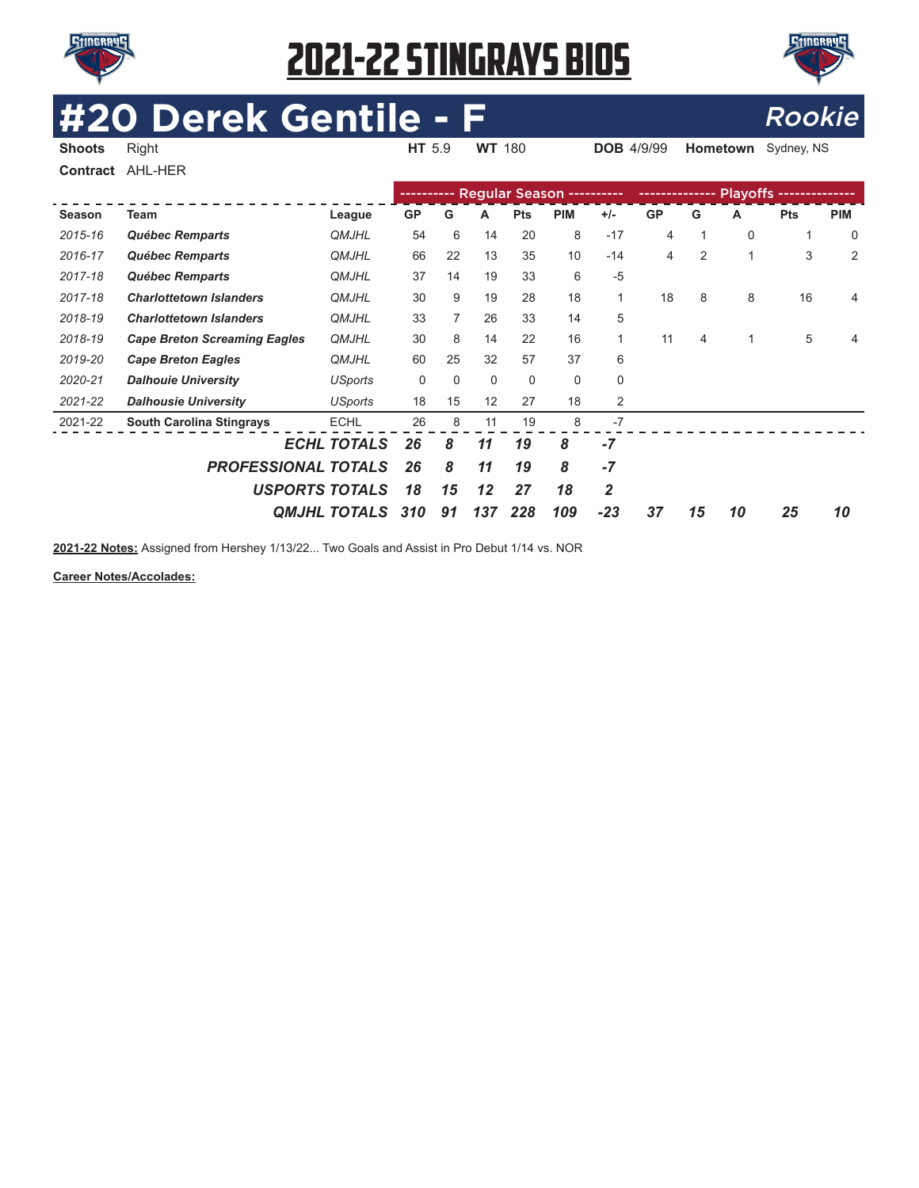# 2021-22 STINGRAYS BIOS

## #20 Derek Gentile - F

*Rookie*

**Shoots** Right **HT** 5.9 **WT** 180 **DOB** 4/9/99 **Hometown** Sydney, NS

**Contract** AHL-HER

| | | | Regular Season | | | | | | Playoffs | | | | |
|---|---|---|---|---|---|---|---|---|---|---|---|---|---|
| **Season** | **Team** | **League** | **GP** | **G** | **A** | **Pts** | **PIM** | **+/-** | **GP** | **G** | **A** | **Pts** | **PIM** |
| *2015-16* | ***Québec Remparts*** | *QMJHL* | 54 | 6 | 14 | 20 | 8 | -17 | 4 | 1 | 0 | 1 | 0 |
| *2016-17* | ***Québec Remparts*** | *QMJHL* | 66 | 22 | 13 | 35 | 10 | -14 | 4 | 2 | 1 | 3 | 2 |
| *2017-18* | ***Québec Remparts*** | *QMJHL* | 37 | 14 | 19 | 33 | 6 | -5 | | | | | |
| *2017-18* | ***Charlottetown Islanders*** | *QMJHL* | 30 | 9 | 19 | 28 | 18 | 1 | 18 | 8 | 8 | 16 | 4 |
| *2018-19* | ***Charlottetown Islanders*** | *QMJHL* | 33 | 7 | 26 | 33 | 14 | 5 | | | | | |
| *2018-19* | ***Cape Breton Screaming Eagles*** | *QMJHL* | 30 | 8 | 14 | 22 | 16 | 1 | 11 | 4 | 1 | 5 | 4 |
| *2019-20* | ***Cape Breton Eagles*** | *QMJHL* | 60 | 25 | 32 | 57 | 37 | 6 | | | | | |
| *2020-21* | ***Dalhouie University*** | *USports* | 0 | 0 | 0 | 0 | 0 | 0 | | | | | |
| *2021-22* | ***Dalhousie University*** | *USports* | 18 | 15 | 12 | 27 | 18 | 2 | | | | | |
| 2021-22 | **South Carolina Stingrays** | ECHL | 26 | 8 | 11 | 19 | 8 | -7 | | | | | |
| | | ***ECHL TOTALS*** | ***26*** | ***8*** | ***11*** | ***19*** | ***8*** | ***-7*** | | | | | |
| | | ***PROFESSIONAL TOTALS*** | ***26*** | ***8*** | ***11*** | ***19*** | ***8*** | ***-7*** | | | | | |
| | | ***USPORTS TOTALS*** | ***18*** | ***15*** | ***12*** | ***27*** | ***18*** | ***2*** | | | | | |
| | | ***QMJHL TOTALS*** | ***310*** | ***91*** | ***137*** | ***228*** | ***109*** | ***-23*** | ***37*** | ***15*** | ***10*** | ***25*** | ***10*** |

**2021-22 Notes:** Assigned from Hershey 1/13/22... Two Goals and Assist in Pro Debut 1/14 vs. NOR

**Career Notes/Accolades:**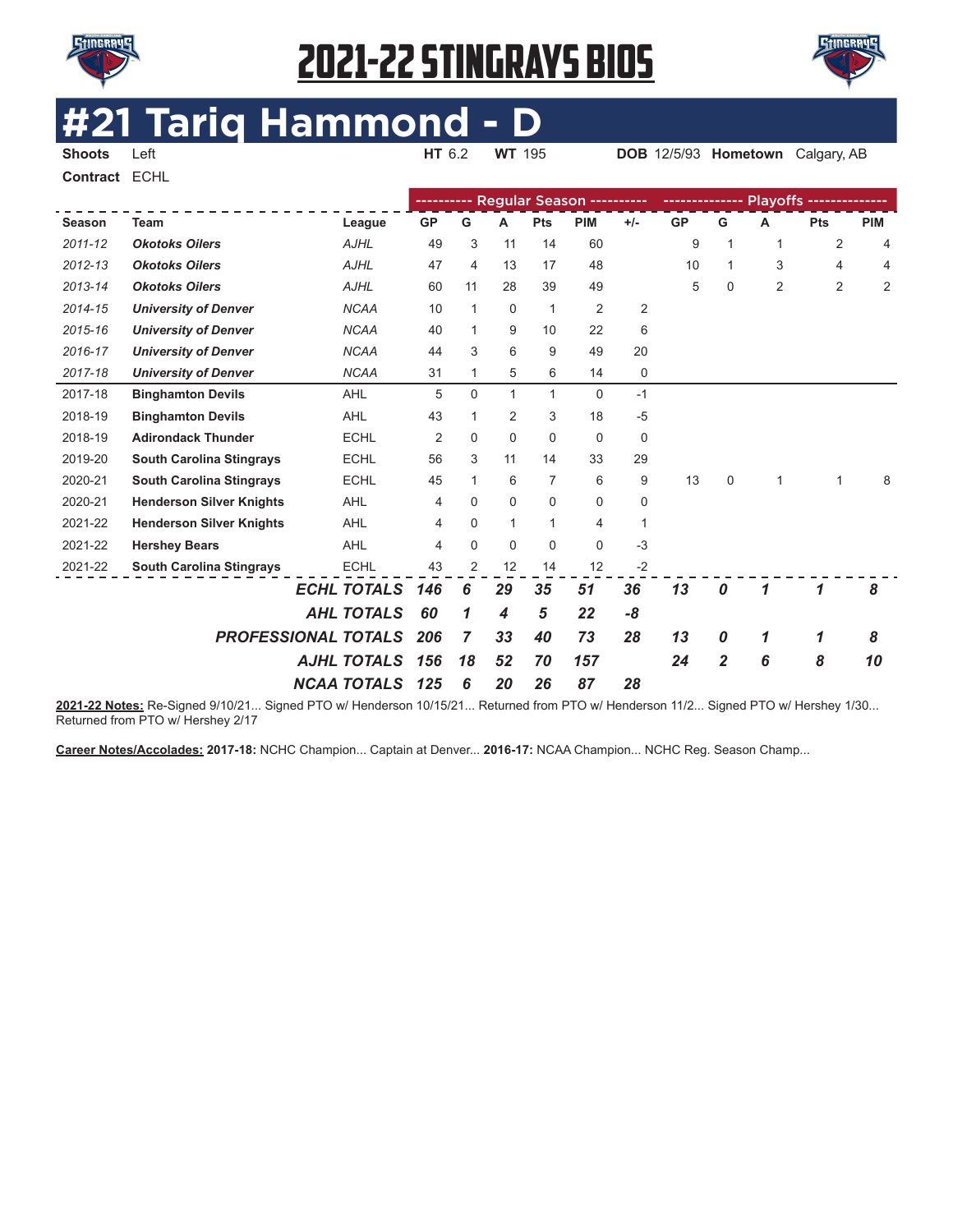# 2021-22 STINGRAYS BIOS

# #21 Tariq Hammond - D

**Shoots** Left **HT** 6.2 **WT** 195 **DOB** 12/5/93 **Hometown** Calgary, AB

**Contract** ECHL

| | | | Regular Season | | | | | | Playoffs | | | | |
|---|---|---|---|---|---|---|---|---|---|---|---|---|---|
| **Season** | **Team** | **League** | **GP** | **G** | **A** | **Pts** | **PIM** | **+/-** | **GP** | **G** | **A** | **Pts** | **PIM** |
| *2011-12* | ***Okotoks Oilers*** | *AJHL* | 49 | 3 | 11 | 14 | 60 | | 9 | 1 | 1 | 2 | 4 |
| *2012-13* | ***Okotoks Oilers*** | *AJHL* | 47 | 4 | 13 | 17 | 48 | | 10 | 1 | 3 | 4 | 4 |
| *2013-14* | ***Okotoks Oilers*** | *AJHL* | 60 | 11 | 28 | 39 | 49 | | 5 | 0 | 2 | 2 | 2 |
| *2014-15* | ***University of Denver*** | *NCAA* | 10 | 1 | 0 | 1 | 2 | 2 | | | | | |
| *2015-16* | ***University of Denver*** | *NCAA* | 40 | 1 | 9 | 10 | 22 | 6 | | | | | |
| *2016-17* | ***University of Denver*** | *NCAA* | 44 | 3 | 6 | 9 | 49 | 20 | | | | | |
| *2017-18* | ***University of Denver*** | *NCAA* | 31 | 1 | 5 | 6 | 14 | 0 | | | | | |
| 2017-18 | **Binghamton Devils** | AHL | 5 | 0 | 1 | 1 | 0 | -1 | | | | | |
| 2018-19 | **Binghamton Devils** | AHL | 43 | 1 | 2 | 3 | 18 | -5 | | | | | |
| 2018-19 | **Adirondack Thunder** | ECHL | 2 | 0 | 0 | 0 | 0 | 0 | | | | | |
| 2019-20 | **South Carolina Stingrays** | ECHL | 56 | 3 | 11 | 14 | 33 | 29 | | | | | |
| 2020-21 | **South Carolina Stingrays** | ECHL | 45 | 1 | 6 | 7 | 6 | 9 | 13 | 0 | 1 | 1 | 8 |
| 2020-21 | **Henderson Silver Knights** | AHL | 4 | 0 | 0 | 0 | 0 | 0 | | | | | |
| 2021-22 | **Henderson Silver Knights** | AHL | 4 | 0 | 1 | 1 | 4 | 1 | | | | | |
| 2021-22 | **Hershey Bears** | AHL | 4 | 0 | 0 | 0 | 0 | -3 | | | | | |
| 2021-22 | **South Carolina Stingrays** | ECHL | 43 | 2 | 12 | 14 | 12 | -2 | | | | | |
| | | ***ECHL TOTALS*** | ***146*** | ***6*** | ***29*** | ***35*** | ***51*** | ***36*** | ***13*** | ***0*** | ***1*** | ***1*** | ***8*** |
| | | ***AHL TOTALS*** | ***60*** | ***1*** | ***4*** | ***5*** | ***22*** | ***-8*** | | | | | |
| | | ***PROFESSIONAL TOTALS*** | ***206*** | ***7*** | ***33*** | ***40*** | ***73*** | ***28*** | ***13*** | ***0*** | ***1*** | ***1*** | ***8*** |
| | | ***AJHL TOTALS*** | ***156*** | ***18*** | ***52*** | ***70*** | ***157*** | | ***24*** | ***2*** | ***6*** | ***8*** | ***10*** |
| | | ***NCAA TOTALS*** | ***125*** | ***6*** | ***20*** | ***26*** | ***87*** | ***28*** | | | | | |

**2021-22 Notes:** Re-Signed 9/10/21... Signed PTO w/ Henderson 10/15/21... Returned from PTO w/ Henderson 11/2... Signed PTO w/ Hershey 1/30... Returned from PTO w/ Hershey 2/17

**Career Notes/Accolades:** **2017-18:** NCHC Champion... Captain at Denver... **2016-17:** NCAA Champion... NCHC Reg. Season Champ...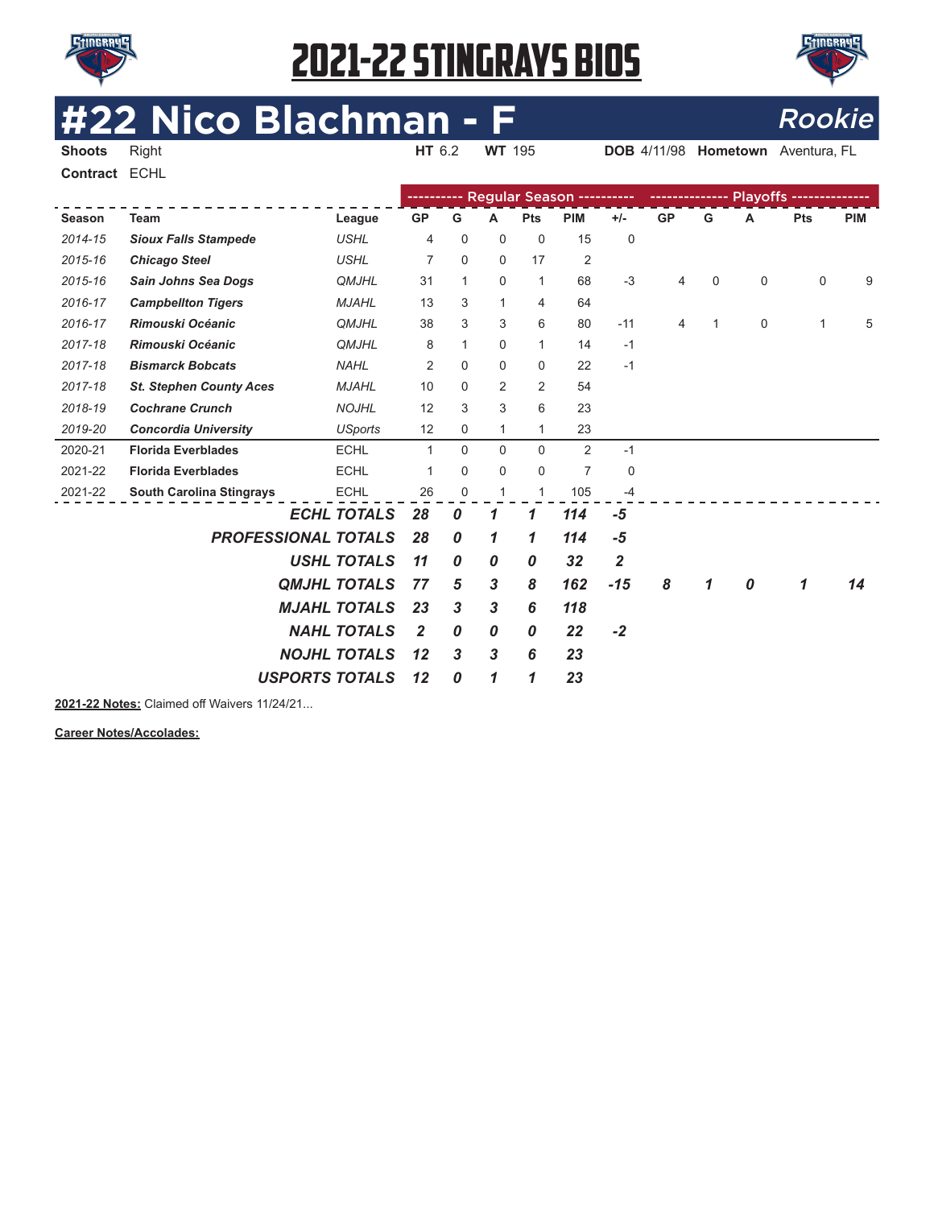# 2021-22 STINGRAYS BIOS

## #22 Nico Blachman - F *Rookie*

**Shoots** Right **HT** 6.2 **WT** 195 **DOB** 4/11/98 **Hometown** Aventura, FL

**Contract** ECHL

| | | | Regular Season | | | | | | Playoffs | | | | |
|---|---|---|---|---|---|---|---|---|---|---|---|---|---|
| **Season** | **Team** | **League** | **GP** | **G** | **A** | **Pts** | **PIM** | **+/-** | **GP** | **G** | **A** | **Pts** | **PIM** |
| *2014-15* | ***Sioux Falls Stampede*** | *USHL* | 4 | 0 | 0 | 0 | 15 | 0 | | | | | |
| *2015-16* | ***Chicago Steel*** | *USHL* | 7 | 0 | 0 | 17 | 2 | | | | | | |
| *2015-16* | ***Sain Johns Sea Dogs*** | *QMJHL* | 31 | 1 | 0 | 1 | 68 | -3 | 4 | 0 | 0 | 0 | 9 |
| *2016-17* | ***Campbellton Tigers*** | *MJAHL* | 13 | 3 | 1 | 4 | 64 | | | | | | |
| *2016-17* | ***Rimouski Océanic*** | *QMJHL* | 38 | 3 | 3 | 6 | 80 | -11 | 4 | 1 | 0 | 1 | 5 |
| *2017-18* | ***Rimouski Océanic*** | *QMJHL* | 8 | 1 | 0 | 1 | 14 | -1 | | | | | |
| *2017-18* | ***Bismarck Bobcats*** | *NAHL* | 2 | 0 | 0 | 0 | 22 | -1 | | | | | |
| *2017-18* | ***St. Stephen County Aces*** | *MJAHL* | 10 | 0 | 2 | 2 | 54 | | | | | | |
| *2018-19* | ***Cochrane Crunch*** | *NOJHL* | 12 | 3 | 3 | 6 | 23 | | | | | | |
| *2019-20* | ***Concordia University*** | *USports* | 12 | 0 | 1 | 1 | 23 | | | | | | |
| 2020-21 | **Florida Everblades** | ECHL | 1 | 0 | 0 | 0 | 2 | -1 | | | | | |
| 2021-22 | **Florida Everblades** | ECHL | 1 | 0 | 0 | 0 | 7 | 0 | | | | | |
| 2021-22 | **South Carolina Stingrays** | ECHL | 26 | 0 | 1 | 1 | 105 | -4 | | | | | |
| | | ***ECHL TOTALS*** | ***28*** | ***0*** | ***1*** | ***1*** | ***114*** | ***-5*** | | | | | |
| | | ***PROFESSIONAL TOTALS*** | ***28*** | ***0*** | ***1*** | ***1*** | ***114*** | ***-5*** | | | | | |
| | | ***USHL TOTALS*** | ***11*** | ***0*** | ***0*** | ***0*** | ***32*** | ***2*** | | | | | |
| | | ***QMJHL TOTALS*** | ***77*** | ***5*** | ***3*** | ***8*** | ***162*** | ***-15*** | ***8*** | ***1*** | ***0*** | ***1*** | ***14*** |
| | | ***MJAHL TOTALS*** | ***23*** | ***3*** | ***3*** | ***6*** | ***118*** | | | | | | |
| | | ***NAHL TOTALS*** | ***2*** | ***0*** | ***0*** | ***0*** | ***22*** | ***-2*** | | | | | |
| | | ***NOJHL TOTALS*** | ***12*** | ***3*** | ***3*** | ***6*** | ***23*** | | | | | | |
| | | ***USPORTS TOTALS*** | ***12*** | ***0*** | ***1*** | ***1*** | ***23*** | | | | | | |

**2021-22 Notes:** Claimed off Waivers 11/24/21...

**Career Notes/Accolades:**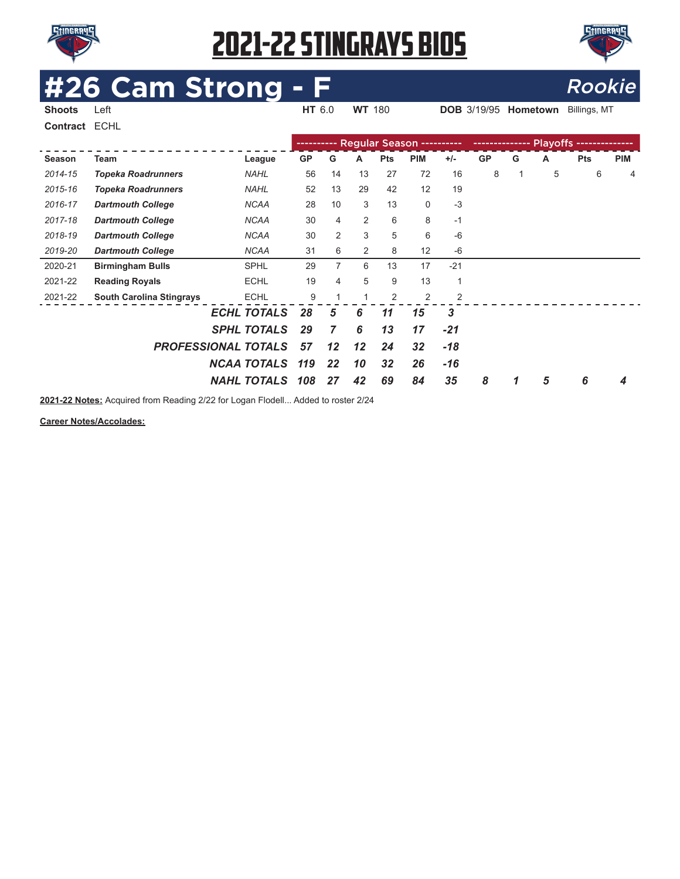# 2021-22 STINGRAYS BIOS

## #26 Cam Strong - F *Rookie*

**Shoots** Left **HT** 6.0 **WT** 180 **DOB** 3/19/95 **Hometown** Billings, MT

**Contract** ECHL

| | | | Regular Season | | | | | | Playoffs | | | | |
|---|---|---|---|---|---|---|---|---|---|---|---|---|---|
| **Season** | **Team** | **League** | **GP** | **G** | **A** | **Pts** | **PIM** | **+/-** | **GP** | **G** | **A** | **Pts** | **PIM** |
| *2014-15* | ***Topeka Roadrunners*** | *NAHL* | 56 | 14 | 13 | 27 | 72 | 16 | 8 | 1 | 5 | 6 | 4 |
| *2015-16* | ***Topeka Roadrunners*** | *NAHL* | 52 | 13 | 29 | 42 | 12 | 19 | | | | | |
| *2016-17* | ***Dartmouth College*** | *NCAA* | 28 | 10 | 3 | 13 | 0 | -3 | | | | | |
| *2017-18* | ***Dartmouth College*** | *NCAA* | 30 | 4 | 2 | 6 | 8 | -1 | | | | | |
| *2018-19* | ***Dartmouth College*** | *NCAA* | 30 | 2 | 3 | 5 | 6 | -6 | | | | | |
| *2019-20* | ***Dartmouth College*** | *NCAA* | 31 | 6 | 2 | 8 | 12 | -6 | | | | | |
| 2020-21 | **Birmingham Bulls** | SPHL | 29 | 7 | 6 | 13 | 17 | -21 | | | | | |
| 2021-22 | **Reading Royals** | ECHL | 19 | 4 | 5 | 9 | 13 | 1 | | | | | |
| 2021-22 | **South Carolina Stingrays** | ECHL | 9 | 1 | 1 | 2 | 2 | 2 | | | | | |
| | | ***ECHL TOTALS*** | ***28*** | ***5*** | ***6*** | ***11*** | ***15*** | ***3*** | | | | | |
| | | ***SPHL TOTALS*** | ***29*** | ***7*** | ***6*** | ***13*** | ***17*** | ***-21*** | | | | | |
| | | ***PROFESSIONAL TOTALS*** | ***57*** | ***12*** | ***12*** | ***24*** | ***32*** | ***-18*** | | | | | |
| | | ***NCAA TOTALS*** | ***119*** | ***22*** | ***10*** | ***32*** | ***26*** | ***-16*** | | | | | |
| | | ***NAHL TOTALS*** | ***108*** | ***27*** | ***42*** | ***69*** | ***84*** | ***35*** | ***8*** | ***1*** | ***5*** | ***6*** | ***4*** |

**2021-22 Notes:** Acquired from Reading 2/22 for Logan Flodell... Added to roster 2/24

**Career Notes/Accolades:**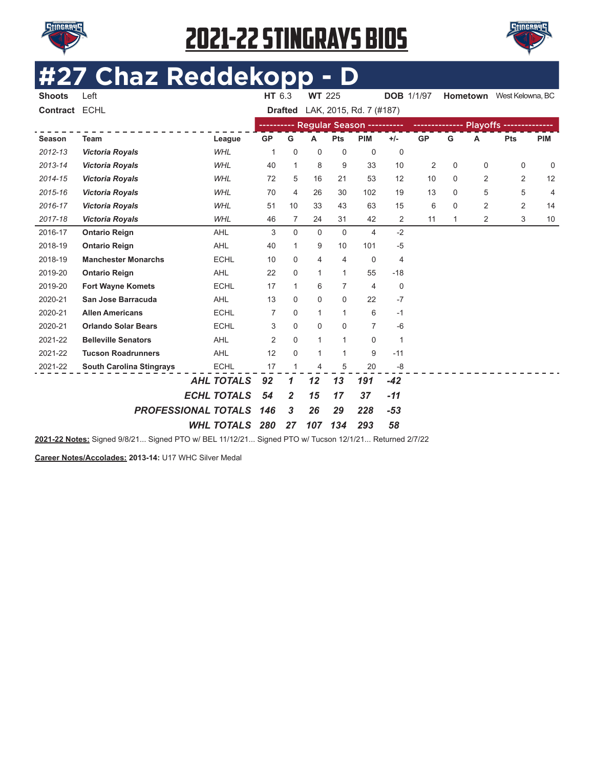# 2021-22 STINGRAYS BIOS

# #27 Chaz Reddekopp - D

**Shoots** Left | **HT** 6.3 | **WT** 225 | **DOB** 1/1/97 | **Hometown** West Kelowna, BC

**Contract** ECHL | **Drafted** LAK, 2015, Rd. 7 (#187)

| | | | Regular Season | | | | | | Playoffs | | | | |
|---|---|---|---|---|---|---|---|---|---|---|---|---|---|
| **Season** | **Team** | **League** | **GP** | **G** | **A** | **Pts** | **PIM** | **+/-** | **GP** | **G** | **A** | **Pts** | **PIM** |
| *2012-13* | ***Victoria Royals*** | *WHL* | 1 | 0 | 0 | 0 | 0 | 0 | | | | | |
| *2013-14* | ***Victoria Royals*** | *WHL* | 40 | 1 | 8 | 9 | 33 | 10 | 2 | 0 | 0 | 0 | 0 |
| *2014-15* | ***Victoria Royals*** | *WHL* | 72 | 5 | 16 | 21 | 53 | 12 | 10 | 0 | 2 | 2 | 12 |
| *2015-16* | ***Victoria Royals*** | *WHL* | 70 | 4 | 26 | 30 | 102 | 19 | 13 | 0 | 5 | 5 | 4 |
| *2016-17* | ***Victoria Royals*** | *WHL* | 51 | 10 | 33 | 43 | 63 | 15 | 6 | 0 | 2 | 2 | 14 |
| *2017-18* | ***Victoria Royals*** | *WHL* | 46 | 7 | 24 | 31 | 42 | 2 | 11 | 1 | 2 | 3 | 10 |
| 2016-17 | **Ontario Reign** | AHL | 3 | 0 | 0 | 0 | 4 | -2 | | | | | |
| 2018-19 | **Ontario Reign** | AHL | 40 | 1 | 9 | 10 | 101 | -5 | | | | | |
| 2018-19 | **Manchester Monarchs** | ECHL | 10 | 0 | 4 | 4 | 0 | 4 | | | | | |
| 2019-20 | **Ontario Reign** | AHL | 22 | 0 | 1 | 1 | 55 | -18 | | | | | |
| 2019-20 | **Fort Wayne Komets** | ECHL | 17 | 1 | 6 | 7 | 4 | 0 | | | | | |
| 2020-21 | **San Jose Barracuda** | AHL | 13 | 0 | 0 | 0 | 22 | -7 | | | | | |
| 2020-21 | **Allen Americans** | ECHL | 7 | 0 | 1 | 1 | 6 | -1 | | | | | |
| 2020-21 | **Orlando Solar Bears** | ECHL | 3 | 0 | 0 | 0 | 7 | -6 | | | | | |
| 2021-22 | **Belleville Senators** | AHL | 2 | 0 | 1 | 1 | 0 | 1 | | | | | |
| 2021-22 | **Tucson Roadrunners** | AHL | 12 | 0 | 1 | 1 | 9 | -11 | | | | | |
| 2021-22 | **South Carolina Stingrays** | ECHL | 17 | 1 | 4 | 5 | 20 | -8 | | | | | |
| | | ***AHL TOTALS*** | ***92*** | ***1*** | ***12*** | ***13*** | ***191*** | ***-42*** | | | | | |
| | | ***ECHL TOTALS*** | ***54*** | ***2*** | ***15*** | ***17*** | ***37*** | ***-11*** | | | | | |
| | | ***PROFESSIONAL TOTALS*** | ***146*** | ***3*** | ***26*** | ***29*** | ***228*** | ***-53*** | | | | | |
| | | ***WHL TOTALS*** | ***280*** | ***27*** | ***107*** | ***134*** | ***293*** | ***58*** | | | | | |

**2021-22 Notes:** Signed 9/8/21... Signed PTO w/ BEL 11/12/21... Signed PTO w/ Tucson 12/1/21... Returned 2/7/22

**Career Notes/Accolades:** **2013-14:** U17 WHC Silver Medal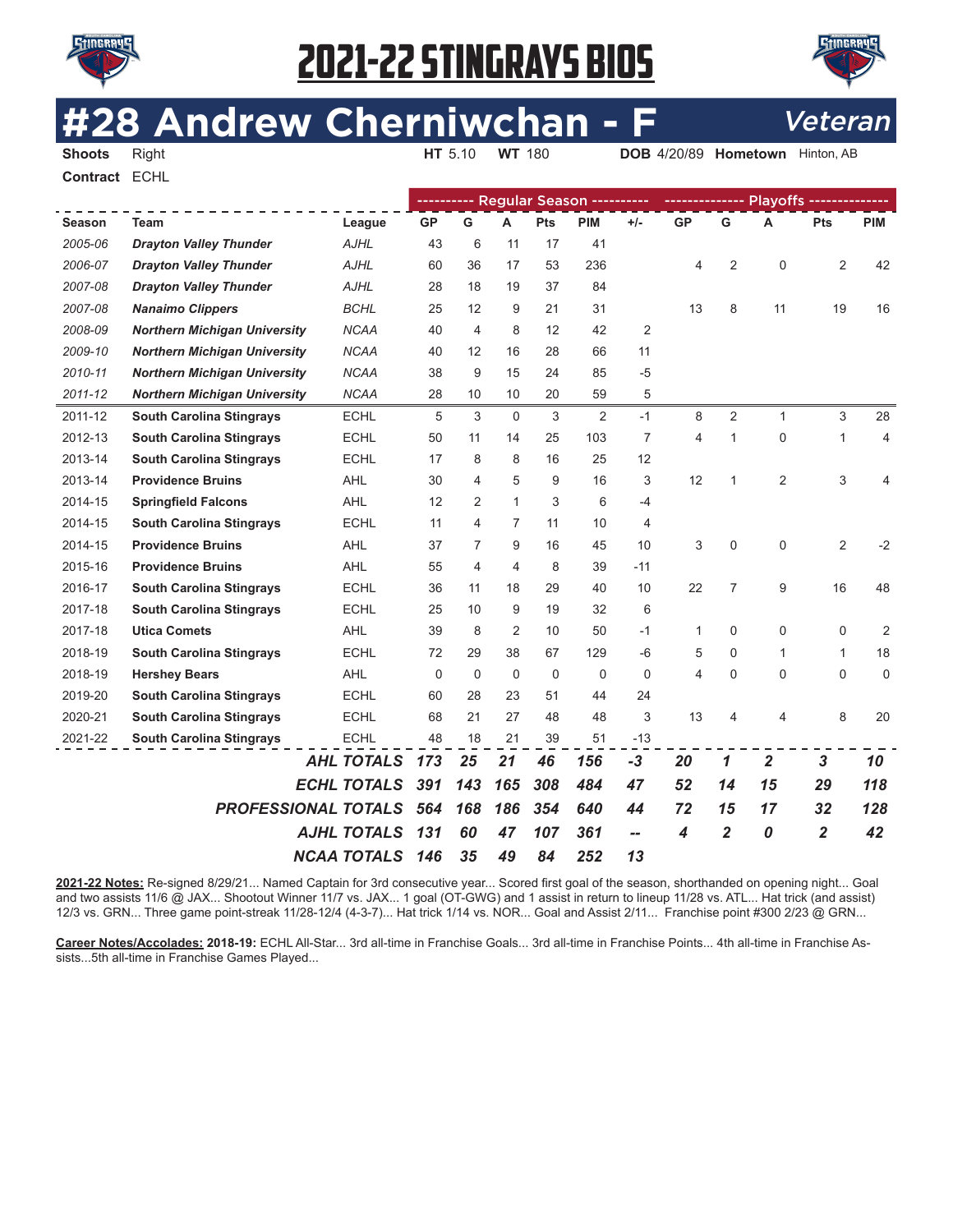# 2021-22 STINGRAYS BIOS

## #28 Andrew Cherniwchan - F *Veteran*

**Shoots** Right **HT** 5.10 **WT** 180 **DOB** 4/20/89 **Hometown** Hinton, AB

**Contract** ECHL

| | | | Regular Season | | | | | | Playoffs | | | | |
|---|---|---|---|---|---|---|---|---|---|---|---|---|---|
| **Season** | **Team** | **League** | **GP** | **G** | **A** | **Pts** | **PIM** | **+/-** | **GP** | **G** | **A** | **Pts** | **PIM** |
| *2005-06* | ***Drayton Valley Thunder*** | *AJHL* | 43 | 6 | 11 | 17 | 41 | | | | | | |
| *2006-07* | ***Drayton Valley Thunder*** | *AJHL* | 60 | 36 | 17 | 53 | 236 | | 4 | 2 | 0 | 2 | 42 |
| *2007-08* | ***Drayton Valley Thunder*** | *AJHL* | 28 | 18 | 19 | 37 | 84 | | | | | | |
| *2007-08* | ***Nanaimo Clippers*** | *BCHL* | 25 | 12 | 9 | 21 | 31 | | 13 | 8 | 11 | 19 | 16 |
| *2008-09* | ***Northern Michigan University*** | *NCAA* | 40 | 4 | 8 | 12 | 42 | 2 | | | | | |
| *2009-10* | ***Northern Michigan University*** | *NCAA* | 40 | 12 | 16 | 28 | 66 | 11 | | | | | |
| *2010-11* | ***Northern Michigan University*** | *NCAA* | 38 | 9 | 15 | 24 | 85 | -5 | | | | | |
| *2011-12* | ***Northern Michigan University*** | *NCAA* | 28 | 10 | 10 | 20 | 59 | 5 | | | | | |
| 2011-12 | **South Carolina Stingrays** | ECHL | 5 | 3 | 0 | 3 | 2 | -1 | 8 | 2 | 1 | 3 | 28 |
| 2012-13 | **South Carolina Stingrays** | ECHL | 50 | 11 | 14 | 25 | 103 | 7 | 4 | 1 | 0 | 1 | 4 |
| 2013-14 | **South Carolina Stingrays** | ECHL | 17 | 8 | 8 | 16 | 25 | 12 | | | | | |
| 2013-14 | **Providence Bruins** | AHL | 30 | 4 | 5 | 9 | 16 | 3 | 12 | 1 | 2 | 3 | 4 |
| 2014-15 | **Springfield Falcons** | AHL | 12 | 2 | 1 | 3 | 6 | -4 | | | | | |
| 2014-15 | **South Carolina Stingrays** | ECHL | 11 | 4 | 7 | 11 | 10 | 4 | | | | | |
| 2014-15 | **Providence Bruins** | AHL | 37 | 7 | 9 | 16 | 45 | 10 | 3 | 0 | 0 | 2 | -2 |
| 2015-16 | **Providence Bruins** | AHL | 55 | 4 | 4 | 8 | 39 | -11 | | | | | |
| 2016-17 | **South Carolina Stingrays** | ECHL | 36 | 11 | 18 | 29 | 40 | 10 | 22 | 7 | 9 | 16 | 48 |
| 2017-18 | **South Carolina Stingrays** | ECHL | 25 | 10 | 9 | 19 | 32 | 6 | | | | | |
| 2017-18 | **Utica Comets** | AHL | 39 | 8 | 2 | 10 | 50 | -1 | 1 | 0 | 0 | 0 | 2 |
| 2018-19 | **South Carolina Stingrays** | ECHL | 72 | 29 | 38 | 67 | 129 | -6 | 5 | 0 | 1 | 1 | 18 |
| 2018-19 | **Hershey Bears** | AHL | 0 | 0 | 0 | 0 | 0 | 0 | 4 | 0 | 0 | 0 | 0 |
| 2019-20 | **South Carolina Stingrays** | ECHL | 60 | 28 | 23 | 51 | 44 | 24 | | | | | |
| 2020-21 | **South Carolina Stingrays** | ECHL | 68 | 21 | 27 | 48 | 48 | 3 | 13 | 4 | 4 | 8 | 20 |
| 2021-22 | **South Carolina Stingrays** | ECHL | 48 | 18 | 21 | 39 | 51 | -13 | | | | | |
| | | ***AHL TOTALS*** | ***173*** | ***25*** | ***21*** | ***46*** | ***156*** | ***-3*** | ***20*** | ***1*** | ***2*** | ***3*** | ***10*** |
| | | ***ECHL TOTALS*** | ***391*** | ***143*** | ***165*** | ***308*** | ***484*** | ***47*** | ***52*** | ***14*** | ***15*** | ***29*** | ***118*** |
| | | ***PROFESSIONAL TOTALS*** | ***564*** | ***168*** | ***186*** | ***354*** | ***640*** | ***44*** | ***72*** | ***15*** | ***17*** | ***32*** | ***128*** |
| | | ***AJHL TOTALS*** | ***131*** | ***60*** | ***47*** | ***107*** | ***361*** | ***--*** | ***4*** | ***2*** | ***0*** | ***2*** | ***42*** |
| | | ***NCAA TOTALS*** | ***146*** | ***35*** | ***49*** | ***84*** | ***252*** | ***13*** | | | | | |

**2021-22 Notes:** Re-signed 8/29/21... Named Captain for 3rd consecutive year... Scored first goal of the season, shorthanded on opening night... Goal and two assists 11/6 @ JAX... Shootout Winner 11/7 vs. JAX... 1 goal (OT-GWG) and 1 assist in return to lineup 11/28 vs. ATL... Hat trick (and assist) 12/3 vs. GRN... Three game point-streak 11/28-12/4 (4-3-7)... Hat trick 1/14 vs. NOR... Goal and Assist 2/11... Franchise point #300 2/23 @ GRN...

**Career Notes/Accolades:** **2018-19:** ECHL All-Star... 3rd all-time in Franchise Goals... 3rd all-time in Franchise Points... 4th all-time in Franchise Assists...5th all-time in Franchise Games Played...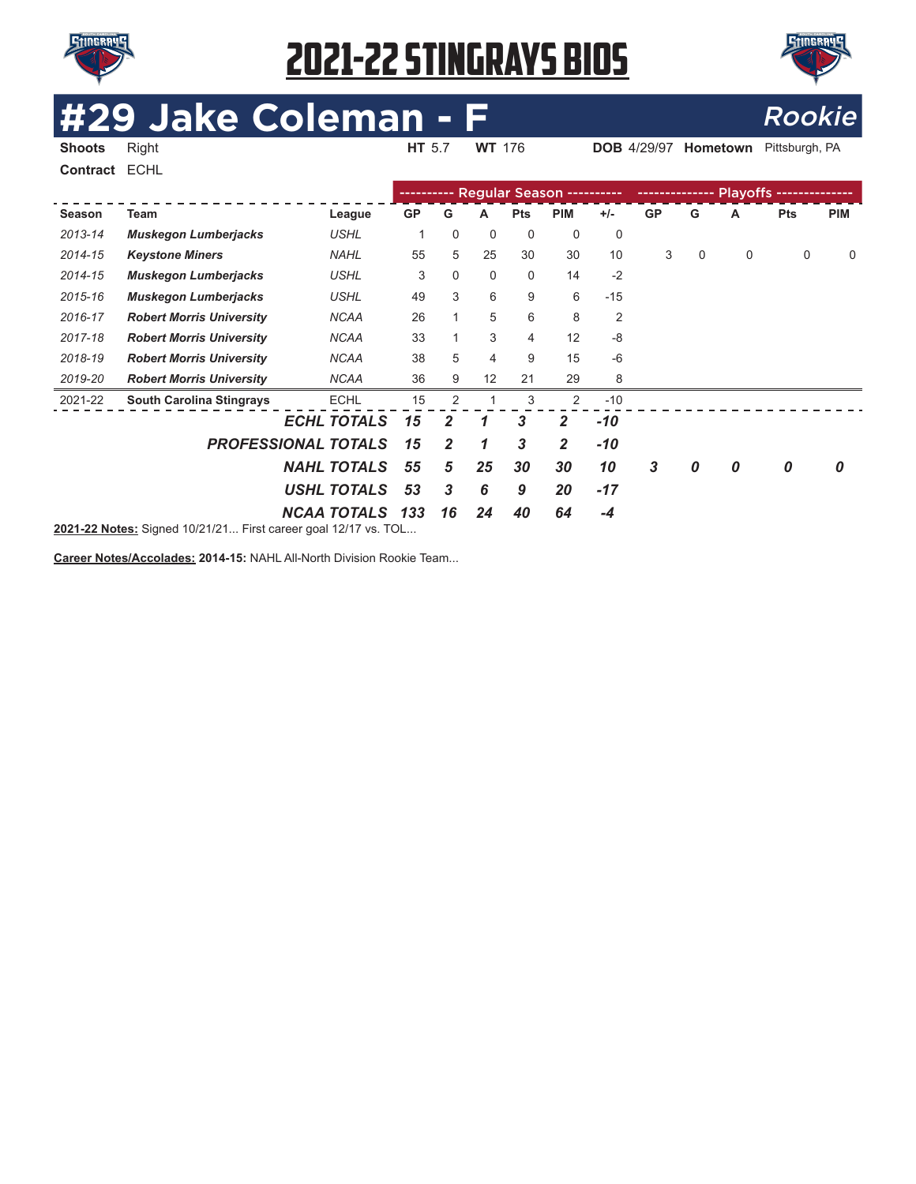# 2021-22 STINGRAYS BIOS

# #29 Jake Coleman - F

*Rookie*

**Shoots** Right **HT** 5.7 **WT** 176 **DOB** 4/29/97 **Hometown** Pittsburgh, PA

**Contract** ECHL

| | | | Regular Season | | | | | | Playoffs | | | | |
|---|---|---|---|---|---|---|---|---|---|---|---|---|---|
| **Season** | **Team** | **League** | **GP** | **G** | **A** | **Pts** | **PIM** | **+/-** | **GP** | **G** | **A** | **Pts** | **PIM** |
| *2013-14* | ***Muskegon Lumberjacks*** | *USHL* | 1 | 0 | 0 | 0 | 0 | 0 | | | | | |
| *2014-15* | ***Keystone Miners*** | *NAHL* | 55 | 5 | 25 | 30 | 30 | 10 | 3 | 0 | 0 | 0 | 0 |
| *2014-15* | ***Muskegon Lumberjacks*** | *USHL* | 3 | 0 | 0 | 0 | 14 | -2 | | | | | |
| *2015-16* | ***Muskegon Lumberjacks*** | *USHL* | 49 | 3 | 6 | 9 | 6 | -15 | | | | | |
| *2016-17* | ***Robert Morris University*** | *NCAA* | 26 | 1 | 5 | 6 | 8 | 2 | | | | | |
| *2017-18* | ***Robert Morris University*** | *NCAA* | 33 | 1 | 3 | 4 | 12 | -8 | | | | | |
| *2018-19* | ***Robert Morris University*** | *NCAA* | 38 | 5 | 4 | 9 | 15 | -6 | | | | | |
| *2019-20* | ***Robert Morris University*** | *NCAA* | 36 | 9 | 12 | 21 | 29 | 8 | | | | | |
| 2021-22 | **South Carolina Stingrays** | ECHL | 15 | 2 | 1 | 3 | 2 | -10 | | | | | |
| | | ***ECHL TOTALS*** | ***15*** | ***2*** | ***1*** | ***3*** | ***2*** | ***-10*** | | | | | |
| | | ***PROFESSIONAL TOTALS*** | ***15*** | ***2*** | ***1*** | ***3*** | ***2*** | ***-10*** | | | | | |
| | | ***NAHL TOTALS*** | ***55*** | ***5*** | ***25*** | ***30*** | ***30*** | ***10*** | ***3*** | ***0*** | ***0*** | ***0*** | ***0*** |
| | | ***USHL TOTALS*** | ***53*** | ***3*** | ***6*** | ***9*** | ***20*** | ***-17*** | | | | | |
| | | ***NCAA TOTALS*** | ***133*** | ***16*** | ***24*** | ***40*** | ***64*** | ***-4*** | | | | | |

**2021-22 Notes:** Signed 10/21/21... First career goal 12/17 vs. TOL...

**Career Notes/Accolades:** **2014-15:** NAHL All-North Division Rookie Team...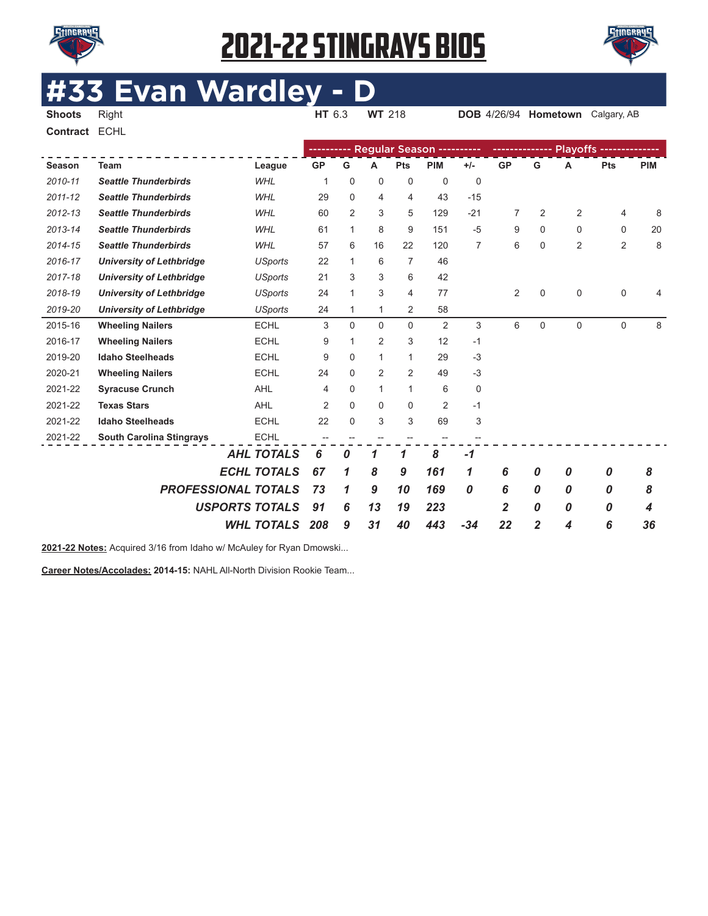# 2021-22 STINGRAYS BIOS

# #33 Evan Wardley - D

**Shoots** Right **HT** 6.3 **WT** 218 **DOB** 4/26/94 **Hometown** Calgary, AB

**Contract** ECHL

| | | | Regular Season | | | | | | Playoffs | | | | |
|---|---|---|---|---|---|---|---|---|---|---|---|---|---|
| **Season** | **Team** | **League** | **GP** | **G** | **A** | **Pts** | **PIM** | **+/-** | **GP** | **G** | **A** | **Pts** | **PIM** |
| *2010-11* | ***Seattle Thunderbirds*** | *WHL* | 1 | 0 | 0 | 0 | 0 | 0 | | | | | |
| *2011-12* | ***Seattle Thunderbirds*** | *WHL* | 29 | 0 | 4 | 4 | 43 | -15 | | | | | |
| *2012-13* | ***Seattle Thunderbirds*** | *WHL* | 60 | 2 | 3 | 5 | 129 | -21 | 7 | 2 | 2 | 4 | 8 |
| *2013-14* | ***Seattle Thunderbirds*** | *WHL* | 61 | 1 | 8 | 9 | 151 | -5 | 9 | 0 | 0 | 0 | 20 |
| *2014-15* | ***Seattle Thunderbirds*** | *WHL* | 57 | 6 | 16 | 22 | 120 | 7 | 6 | 0 | 2 | 2 | 8 |
| *2016-17* | ***University of Lethbridge*** | *USports* | 22 | 1 | 6 | 7 | 46 | | | | | | |
| *2017-18* | ***University of Lethbridge*** | *USports* | 21 | 3 | 3 | 6 | 42 | | | | | | |
| *2018-19* | ***University of Lethbridge*** | *USports* | 24 | 1 | 3 | 4 | 77 | | 2 | 0 | 0 | 0 | 4 |
| *2019-20* | ***University of Lethbridge*** | *USports* | 24 | 1 | 1 | 2 | 58 | | | | | | |
| 2015-16 | **Wheeling Nailers** | ECHL | 3 | 0 | 0 | 0 | 2 | 3 | 6 | 0 | 0 | 0 | 8 |
| 2016-17 | **Wheeling Nailers** | ECHL | 9 | 1 | 2 | 3 | 12 | -1 | | | | | |
| 2019-20 | **Idaho Steelheads** | ECHL | 9 | 0 | 1 | 1 | 29 | -3 | | | | | |
| 2020-21 | **Wheeling Nailers** | ECHL | 24 | 0 | 2 | 2 | 49 | -3 | | | | | |
| 2021-22 | **Syracuse Crunch** | AHL | 4 | 0 | 1 | 1 | 6 | 0 | | | | | |
| 2021-22 | **Texas Stars** | AHL | 2 | 0 | 0 | 0 | 2 | -1 | | | | | |
| 2021-22 | **Idaho Steelheads** | ECHL | 22 | 0 | 3 | 3 | 69 | 3 | | | | | |
| 2021-22 | **South Carolina Stingrays** | ECHL | -- | -- | -- | -- | -- | -- | | | | | |
| | | ***AHL TOTALS*** | ***6*** | ***0*** | ***1*** | ***1*** | ***8*** | ***-1*** | | | | | |
| | | ***ECHL TOTALS*** | ***67*** | ***1*** | ***8*** | ***9*** | ***161*** | ***1*** | ***6*** | ***0*** | ***0*** | ***0*** | ***8*** |
| | | ***PROFESSIONAL TOTALS*** | ***73*** | ***1*** | ***9*** | ***10*** | ***169*** | ***0*** | ***6*** | ***0*** | ***0*** | ***0*** | ***8*** |
| | | ***USPORTS TOTALS*** | ***91*** | ***6*** | ***13*** | ***19*** | ***223*** | | ***2*** | ***0*** | ***0*** | ***0*** | ***4*** |
| | | ***WHL TOTALS*** | ***208*** | ***9*** | ***31*** | ***40*** | ***443*** | ***-34*** | ***22*** | ***2*** | ***4*** | ***6*** | ***36*** |

**2021-22 Notes:** Acquired 3/16 from Idaho w/ McAuley for Ryan Dmowski...

**Career Notes/Accolades:** **2014-15:** NAHL All-North Division Rookie Team...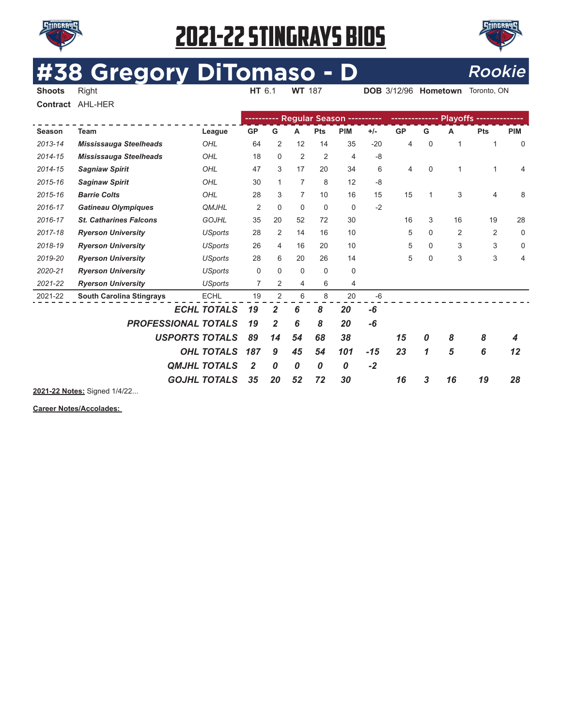# 2021-22 STINGRAYS BIOS

## #38 Gregory DiTomaso - D *Rookie*

**Shoots** Right **HT** 6.1 **WT** 187 **DOB** 3/12/96 **Hometown** Toronto, ON

**Contract** AHL-HER

| | | | Regular Season | | | | | | Playoffs | | | | |
|---|---|---|---|---|---|---|---|---|---|---|---|---|---|
| **Season** | **Team** | **League** | **GP** | **G** | **A** | **Pts** | **PIM** | **+/-** | **GP** | **G** | **A** | **Pts** | **PIM** |
| *2013-14* | ***Mississauga Steelheads*** | *OHL* | 64 | 2 | 12 | 14 | 35 | -20 | 4 | 0 | 1 | 1 | 0 |
| *2014-15* | ***Mississauga Steelheads*** | *OHL* | 18 | 0 | 2 | 2 | 4 | -8 | | | | | |
| *2014-15* | ***Sagniaw Spirit*** | *OHL* | 47 | 3 | 17 | 20 | 34 | 6 | 4 | 0 | 1 | 1 | 4 |
| *2015-16* | ***Saginaw Spirit*** | *OHL* | 30 | 1 | 7 | 8 | 12 | -8 | | | | | |
| *2015-16* | ***Barrie Colts*** | *OHL* | 28 | 3 | 7 | 10 | 16 | 15 | 15 | 1 | 3 | 4 | 8 |
| *2016-17* | ***Gatineau Olympiques*** | *QMJHL* | 2 | 0 | 0 | 0 | 0 | -2 | | | | | |
| *2016-17* | ***St. Catharines Falcons*** | *GOJHL* | 35 | 20 | 52 | 72 | 30 | | 16 | 3 | 16 | 19 | 28 |
| *2017-18* | ***Ryerson University*** | *USports* | 28 | 2 | 14 | 16 | 10 | | 5 | 0 | 2 | 2 | 0 |
| *2018-19* | ***Ryerson University*** | *USports* | 26 | 4 | 16 | 20 | 10 | | 5 | 0 | 3 | 3 | 0 |
| *2019-20* | ***Ryerson University*** | *USports* | 28 | 6 | 20 | 26 | 14 | | 5 | 0 | 3 | 3 | 4 |
| *2020-21* | ***Ryerson University*** | *USports* | 0 | 0 | 0 | 0 | 0 | | | | | | |
| *2021-22* | ***Ryerson University*** | *USports* | 7 | 2 | 4 | 6 | 4 | | | | | | |
| 2021-22 | **South Carolina Stingrays** | ECHL | 19 | 2 | 6 | 8 | 20 | -6 | | | | | |
| | | ***ECHL TOTALS*** | ***19*** | ***2*** | ***6*** | ***8*** | ***20*** | ***-6*** | | | | | |
| | | ***PROFESSIONAL TOTALS*** | ***19*** | ***2*** | ***6*** | ***8*** | ***20*** | ***-6*** | | | | | |
| | | ***USPORTS TOTALS*** | ***89*** | ***14*** | ***54*** | ***68*** | ***38*** | | ***15*** | ***0*** | ***8*** | ***8*** | ***4*** |
| | | ***OHL TOTALS*** | ***187*** | ***9*** | ***45*** | ***54*** | ***101*** | ***-15*** | ***23*** | ***1*** | ***5*** | ***6*** | ***12*** |
| | | ***QMJHL TOTALS*** | ***2*** | ***0*** | ***0*** | ***0*** | ***0*** | ***-2*** | | | | | |
| | | ***GOJHL TOTALS*** | ***35*** | ***20*** | ***52*** | ***72*** | ***30*** | | ***16*** | ***3*** | ***16*** | ***19*** | ***28*** |

**2021-22 Notes:** Signed 1/4/22...

**Career Notes/Accolades:**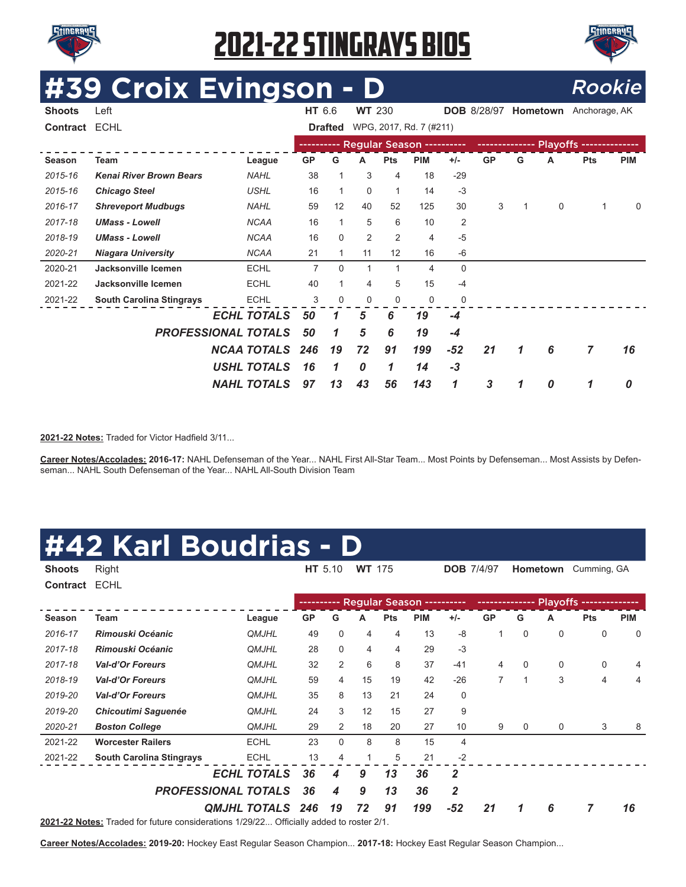# 2021-22 STINGRAYS BIOS

## #39 Croix Evingson - D *Rookie*

**Shoots** Left **HT** 6.6 **WT** 230 **DOB** 8/28/97 **Hometown** Anchorage, AK

**Contract** ECHL **Drafted** WPG, 2017, Rd. 7 (#211)

| | | | Regular Season | | | | | | Playoffs | | | | |
|---|---|---|---|---|---|---|---|---|---|---|---|---|---|
| **Season** | **Team** | **League** | **GP** | **G** | **A** | **Pts** | **PIM** | **+/-** | **GP** | **G** | **A** | **Pts** | **PIM** |
| *2015-16* | ***Kenai River Brown Bears*** | *NAHL* | 38 | 1 | 3 | 4 | 18 | -29 | | | | | |
| *2015-16* | ***Chicago Steel*** | *USHL* | 16 | 1 | 0 | 1 | 14 | -3 | | | | | |
| *2016-17* | ***Shreveport Mudbugs*** | *NAHL* | 59 | 12 | 40 | 52 | 125 | 30 | 3 | 1 | 0 | 1 | 0 |
| *2017-18* | ***UMass - Lowell*** | *NCAA* | 16 | 1 | 5 | 6 | 10 | 2 | | | | | |
| *2018-19* | ***UMass - Lowell*** | *NCAA* | 16 | 0 | 2 | 2 | 4 | -5 | | | | | |
| *2020-21* | ***Niagara University*** | *NCAA* | 21 | 1 | 11 | 12 | 16 | -6 | | | | | |
| 2020-21 | **Jacksonville Icemen** | ECHL | 7 | 0 | 1 | 1 | 4 | 0 | | | | | |
| 2021-22 | **Jacksonville Icemen** | ECHL | 40 | 1 | 4 | 5 | 15 | -4 | | | | | |
| 2021-22 | **South Carolina Stingrays** | ECHL | 3 | 0 | 0 | 0 | 0 | 0 | | | | | |
| | | ***ECHL TOTALS*** | ***50*** | ***1*** | ***5*** | ***6*** | ***19*** | ***-4*** | | | | | |
| | | ***PROFESSIONAL TOTALS*** | ***50*** | ***1*** | ***5*** | ***6*** | ***19*** | ***-4*** | | | | | |
| | | ***NCAA TOTALS*** | ***246*** | ***19*** | ***72*** | ***91*** | ***199*** | ***-52*** | ***21*** | ***1*** | ***6*** | ***7*** | ***16*** |
| | | ***USHL TOTALS*** | ***16*** | ***1*** | ***0*** | ***1*** | ***14*** | ***-3*** | | | | | |
| | | ***NAHL TOTALS*** | ***97*** | ***13*** | ***43*** | ***56*** | ***143*** | ***1*** | ***3*** | ***1*** | ***0*** | ***1*** | ***0*** |

**2021-22 Notes:** Traded for Victor Hadfield 3/11...

**Career Notes/Accolades: 2016-17:** NAHL Defenseman of the Year... NAHL First All-Star Team... Most Points by Defenseman... Most Assists by Defenseman... NAHL South Defenseman of the Year... NAHL All-South Division Team

## #42 Karl Boudrias - D

**Shoots** Right **HT** 5.10 **WT** 175 **DOB** 7/4/97 **Hometown** Cumming, GA

**Contract** ECHL

| | | | Regular Season | | | | | | Playoffs | | | | |
|---|---|---|---|---|---|---|---|---|---|---|---|---|---|
| **Season** | **Team** | **League** | **GP** | **G** | **A** | **Pts** | **PIM** | **+/-** | **GP** | **G** | **A** | **Pts** | **PIM** |
| *2016-17* | ***Rimouski Océanic*** | *QMJHL* | 49 | 0 | 4 | 4 | 13 | -8 | 1 | 0 | 0 | 0 | 0 |
| *2017-18* | ***Rimouski Océanic*** | *QMJHL* | 28 | 0 | 4 | 4 | 29 | -3 | | | | | |
| *2017-18* | ***Val-d'Or Foreurs*** | *QMJHL* | 32 | 2 | 6 | 8 | 37 | -41 | 4 | 0 | 0 | 0 | 4 |
| *2018-19* | ***Val-d'Or Foreurs*** | *QMJHL* | 59 | 4 | 15 | 19 | 42 | -26 | 7 | 1 | 3 | 4 | 4 |
| *2019-20* | ***Val-d'Or Foreurs*** | *QMJHL* | 35 | 8 | 13 | 21 | 24 | 0 | | | | | |
| *2019-20* | ***Chicoutimi Saguenée*** | *QMJHL* | 24 | 3 | 12 | 15 | 27 | 9 | | | | | |
| *2020-21* | ***Boston College*** | *QMJHL* | 29 | 2 | 18 | 20 | 27 | 10 | 9 | 0 | 0 | 3 | 8 |
| 2021-22 | **Worcester Railers** | ECHL | 23 | 0 | 8 | 8 | 15 | 4 | | | | | |
| 2021-22 | **South Carolina Stingrays** | ECHL | 13 | 4 | 1 | 5 | 21 | -2 | | | | | |
| | | ***ECHL TOTALS*** | ***36*** | ***4*** | ***9*** | ***13*** | ***36*** | ***2*** | | | | | |
| | | ***PROFESSIONAL TOTALS*** | ***36*** | ***4*** | ***9*** | ***13*** | ***36*** | ***2*** | | | | | |
| | | ***QMJHL TOTALS*** | ***246*** | ***19*** | ***72*** | ***91*** | ***199*** | ***-52*** | ***21*** | ***1*** | ***6*** | ***7*** | ***16*** |

**2021-22 Notes:** Traded for future considerations 1/29/22... Officially added to roster 2/1.

**Career Notes/Accolades: 2019-20:** Hockey East Regular Season Champion... **2017-18:** Hockey East Regular Season Champion...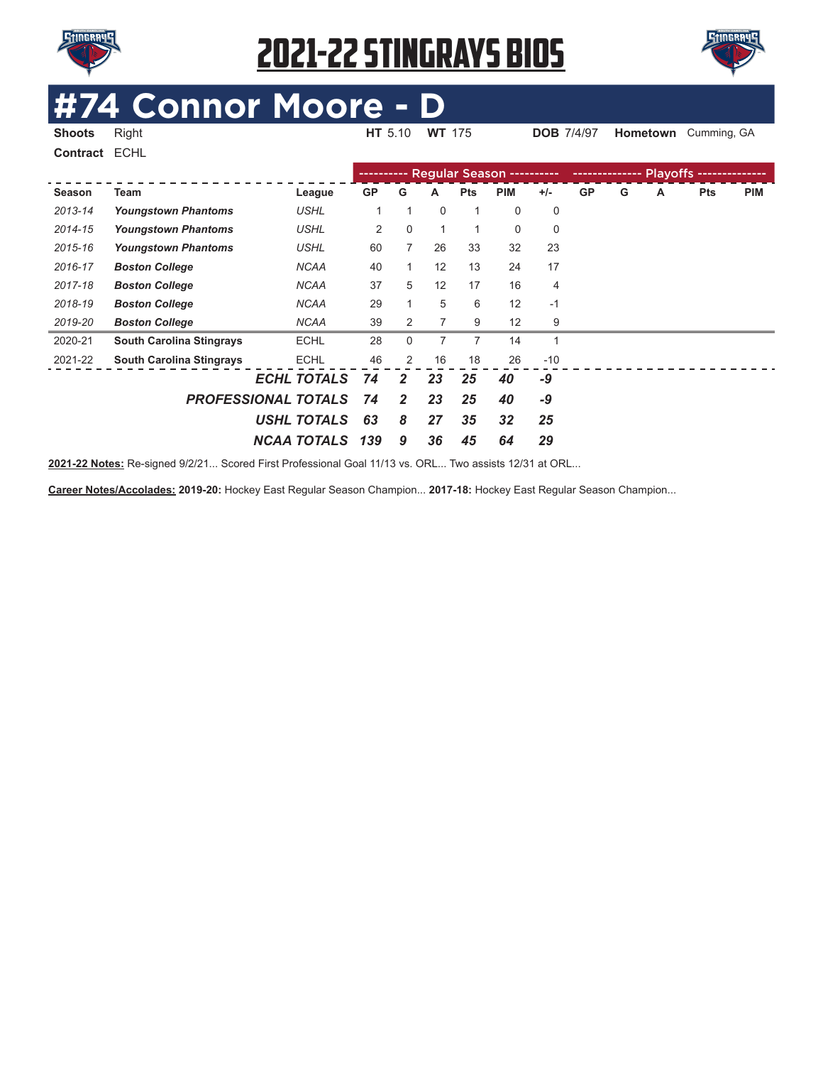# 2021-22 STINGRAYS BIOS

# #74 Connor Moore - D

**Shoots** Right **HT** 5.10 **WT** 175 **DOB** 7/4/97 **Hometown** Cumming, GA

**Contract** ECHL

| | | | Regular Season | | | | | | Playoffs | | | | |
|---|---|---|---|---|---|---|---|---|---|---|---|---|---|
| **Season** | **Team** | **League** | **GP** | **G** | **A** | **Pts** | **PIM** | **+/-** | **GP** | **G** | **A** | **Pts** | **PIM** |
| *2013-14* | ***Youngstown Phantoms*** | *USHL* | 1 | 1 | 0 | 1 | 0 | 0 | | | | | |
| *2014-15* | ***Youngstown Phantoms*** | *USHL* | 2 | 0 | 1 | 1 | 0 | 0 | | | | | |
| *2015-16* | ***Youngstown Phantoms*** | *USHL* | 60 | 7 | 26 | 33 | 32 | 23 | | | | | |
| *2016-17* | ***Boston College*** | *NCAA* | 40 | 1 | 12 | 13 | 24 | 17 | | | | | |
| *2017-18* | ***Boston College*** | *NCAA* | 37 | 5 | 12 | 17 | 16 | 4 | | | | | |
| *2018-19* | ***Boston College*** | *NCAA* | 29 | 1 | 5 | 6 | 12 | -1 | | | | | |
| *2019-20* | ***Boston College*** | *NCAA* | 39 | 2 | 7 | 9 | 12 | 9 | | | | | |
| 2020-21 | **South Carolina Stingrays** | ECHL | 28 | 0 | 7 | 7 | 14 | 1 | | | | | |
| 2021-22 | **South Carolina Stingrays** | ECHL | 46 | 2 | 16 | 18 | 26 | -10 | | | | | |
| | | ***ECHL TOTALS*** | ***74*** | ***2*** | ***23*** | ***25*** | ***40*** | ***-9*** | | | | | |
| | | ***PROFESSIONAL TOTALS*** | ***74*** | ***2*** | ***23*** | ***25*** | ***40*** | ***-9*** | | | | | |
| | | ***USHL TOTALS*** | ***63*** | ***8*** | ***27*** | ***35*** | ***32*** | ***25*** | | | | | |
| | | ***NCAA TOTALS*** | ***139*** | ***9*** | ***36*** | ***45*** | ***64*** | ***29*** | | | | | |

**2021-22 Notes:** Re-signed 9/2/21... Scored First Professional Goal 11/13 vs. ORL... Two assists 12/31 at ORL...

**Career Notes/Accolades:** **2019-20:** Hockey East Regular Season Champion... **2017-18:** Hockey East Regular Season Champion...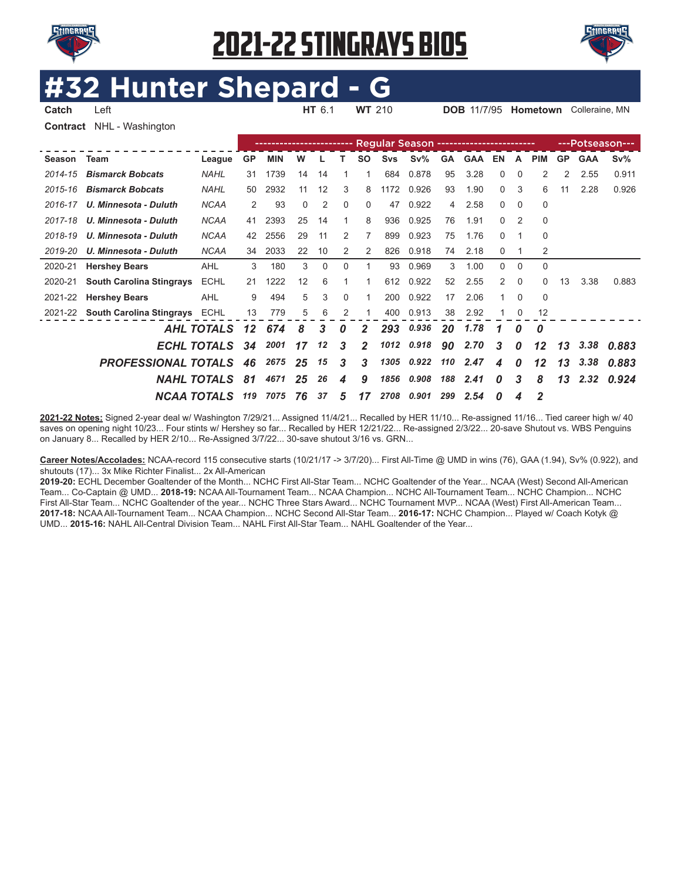# 2021-22 STINGRAYS BIOS

# #32 Hunter Shepard - G

**Catch** Left **HT** 6.1 **WT** 210 **DOB** 11/7/95 **Hometown** Colleraine, MN

**Contract** NHL - Washington

| | | | Regular Season | | | | | | | | | | | | | | Potseason | | |
|---|---|---|---|---|---|---|---|---|---|---|---|---|---|---|---|---|---|---|---|
| **Season** | **Team** | **League** | **GP** | **MIN** | **W** | **L** | **T** | **SO** | **Svs** | **Sv%** | **GA** | **GAA** | **EN** | **A** | **PIM** | **GP** | **GAA** | **Sv%** |
| *2014-15* | ***Bismarck Bobcats*** | *NAHL* | 31 | 1739 | 14 | 14 | 1 | 1 | 684 | 0.878 | 95 | 3.28 | 0 | 0 | 2 | 2 | 2.55 | 0.911 |
| *2015-16* | ***Bismarck Bobcats*** | *NAHL* | 50 | 2932 | 11 | 12 | 3 | 8 | 1172 | 0.926 | 93 | 1.90 | 0 | 3 | 6 | 11 | 2.28 | 0.926 |
| *2016-17* | ***U. Minnesota - Duluth*** | *NCAA* | 2 | 93 | 0 | 2 | 0 | 0 | 47 | 0.922 | 4 | 2.58 | 0 | 0 | 0 | | | |
| *2017-18* | ***U. Minnesota - Duluth*** | *NCAA* | 41 | 2393 | 25 | 14 | 1 | 8 | 936 | 0.925 | 76 | 1.91 | 0 | 2 | 0 | | | |
| *2018-19* | ***U. Minnesota - Duluth*** | *NCAA* | 42 | 2556 | 29 | 11 | 2 | 7 | 899 | 0.923 | 75 | 1.76 | 0 | 1 | 0 | | | |
| *2019-20* | ***U. Minnesota - Duluth*** | *NCAA* | 34 | 2033 | 22 | 10 | 2 | 2 | 826 | 0.918 | 74 | 2.18 | 0 | 1 | 2 | | | |
| 2020-21 | **Hershey Bears** | AHL | 3 | 180 | 3 | 0 | 0 | 1 | 93 | 0.969 | 3 | 1.00 | 0 | 0 | 0 | | | |
| 2020-21 | **South Carolina Stingrays** | ECHL | 21 | 1222 | 12 | 6 | 1 | 1 | 612 | 0.922 | 52 | 2.55 | 2 | 0 | 0 | 13 | 3.38 | 0.883 |
| 2021-22 | **Hershey Bears** | AHL | 9 | 494 | 5 | 3 | 0 | 1 | 200 | 0.922 | 17 | 2.06 | 1 | 0 | 0 | | | |
| 2021-22 | **South Carolina Stingrays** | ECHL | 13 | 779 | 5 | 6 | 2 | 1 | 400 | 0.913 | 38 | 2.92 | 1 | 0 | 12 | | | |
| | | ***AHL TOTALS*** | ***12*** | ***674*** | ***8*** | ***3*** | ***0*** | ***2*** | ***293*** | ***0.936*** | ***20*** | ***1.78*** | ***1*** | ***0*** | ***0*** | | | |
| | | ***ECHL TOTALS*** | ***34*** | ***2001*** | ***17*** | ***12*** | ***3*** | ***2*** | ***1012*** | ***0.918*** | ***90*** | ***2.70*** | ***3*** | ***0*** | ***12*** | ***13*** | ***3.38*** | ***0.883*** |
| | | ***PROFESSIONAL TOTALS*** | ***46*** | ***2675*** | ***25*** | ***15*** | ***3*** | ***3*** | ***1305*** | ***0.922*** | ***110*** | ***2.47*** | ***4*** | ***0*** | ***12*** | ***13*** | ***3.38*** | ***0.883*** |
| | | ***NAHL TOTALS*** | ***81*** | ***4671*** | ***25*** | ***26*** | ***4*** | ***9*** | ***1856*** | ***0.908*** | ***188*** | ***2.41*** | ***0*** | ***3*** | ***8*** | ***13*** | ***2.32*** | ***0.924*** |
| | | ***NCAA TOTALS*** | ***119*** | ***7075*** | ***76*** | ***37*** | ***5*** | ***17*** | ***2708*** | ***0.901*** | ***299*** | ***2.54*** | ***0*** | ***4*** | ***2*** | | | |

**2021-22 Notes:** Signed 2-year deal w/ Washington 7/29/21... Assigned 11/4/21... Recalled by HER 11/10... Re-assigned 11/16... Tied career high w/ 40 saves on opening night 10/23... Four stints w/ Hershey so far... Recalled by HER 12/21/22... Re-assigned 2/3/22... 20-save Shutout vs. WBS Penguins on January 8... Recalled by HER 2/10... Re-Assigned 3/7/22... 30-save shutout 3/16 vs. GRN...

**Career Notes/Accolades:** NCAA-record 115 consecutive starts (10/21/17 -> 3/7/20)... First All-Time @ UMD in wins (76), GAA (1.94), Sv% (0.922), and shutouts (17)... 3x Mike Richter Finalist... 2x All-American
**2019-20:** ECHL December Goaltender of the Month... NCHC First All-Star Team... NCHC Goaltender of the Year... NCAA (West) Second All-American Team... Co-Captain @ UMD... **2018-19:** NCAA All-Tournament Team... NCAA Champion... NCHC All-Tournament Team... NCHC Champion... NCHC First All-Star Team... NCHC Goaltender of the year... NCHC Three Stars Award... NCHC Tournament MVP... NCAA (West) First All-American Team... **2017-18:** NCAA All-Tournament Team... NCAA Champion... NCHC Second All-Star Team... **2016-17:** NCHC Champion... Played w/ Coach Kotyk @ UMD... **2015-16:** NAHL All-Central Division Team... NAHL First All-Star Team... NAHL Goaltender of the Year...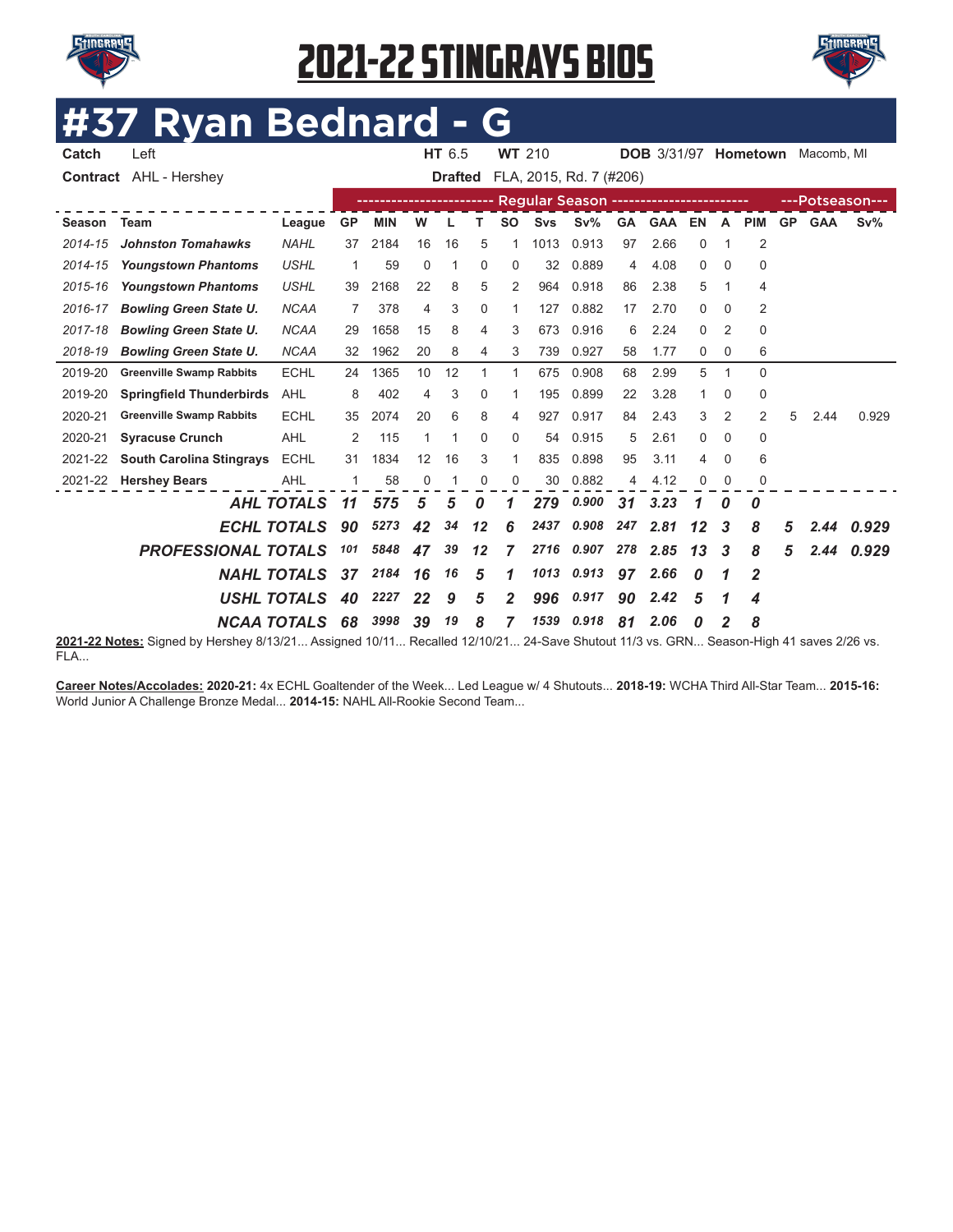# 2021-22 STINGRAYS BIOS

# #37 Ryan Bednard - G

**Catch** Left **HT** 6.5 **WT** 210 **DOB** 3/31/97 **Hometown** Macomb, MI

**Contract** AHL - Hershey **Drafted** FLA, 2015, Rd. 7 (#206)

| | | | Regular Season | | | | | | | | | | | | | ---Potseason--- | | |
|---|---|---|---|---|---|---|---|---|---|---|---|---|---|---|---|---|---|---|
| Season | Team | League | GP | MIN | W | L | T | SO | Svs | Sv% | GA | GAA | EN | A | PIM | GP | GAA | Sv% |
| *2014-15* | ***Johnston Tomahawks*** | *NAHL* | 37 | 2184 | 16 | 16 | 5 | 1 | 1013 | 0.913 | 97 | 2.66 | 0 | 1 | 2 | | | |
| *2014-15* | ***Youngstown Phantoms*** | *USHL* | 1 | 59 | 0 | 1 | 0 | 0 | 32 | 0.889 | 4 | 4.08 | 0 | 0 | 0 | | | |
| *2015-16* | ***Youngstown Phantoms*** | *USHL* | 39 | 2168 | 22 | 8 | 5 | 2 | 964 | 0.918 | 86 | 2.38 | 5 | 1 | 4 | | | |
| *2016-17* | ***Bowling Green State U.*** | *NCAA* | 7 | 378 | 4 | 3 | 0 | 1 | 127 | 0.882 | 17 | 2.70 | 0 | 0 | 2 | | | |
| *2017-18* | ***Bowling Green State U.*** | *NCAA* | 29 | 1658 | 15 | 8 | 4 | 3 | 673 | 0.916 | 6 | 2.24 | 0 | 2 | 0 | | | |
| *2018-19* | ***Bowling Green State U.*** | *NCAA* | 32 | 1962 | 20 | 8 | 4 | 3 | 739 | 0.927 | 58 | 1.77 | 0 | 0 | 6 | | | |
| 2019-20 | **Greenville Swamp Rabbits** | ECHL | 24 | 1365 | 10 | 12 | 1 | 1 | 675 | 0.908 | 68 | 2.99 | 5 | 1 | 0 | | | |
| 2019-20 | **Springfield Thunderbirds** | AHL | 8 | 402 | 4 | 3 | 0 | 1 | 195 | 0.899 | 22 | 3.28 | 1 | 0 | 0 | | | |
| 2020-21 | **Greenville Swamp Rabbits** | ECHL | 35 | 2074 | 20 | 6 | 8 | 4 | 927 | 0.917 | 84 | 2.43 | 3 | 2 | 2 | 5 | 2.44 | 0.929 |
| 2020-21 | **Syracuse Crunch** | AHL | 2 | 115 | 1 | 1 | 0 | 0 | 54 | 0.915 | 5 | 2.61 | 0 | 0 | 0 | | | |
| 2021-22 | **South Carolina Stingrays** | ECHL | 31 | 1834 | 12 | 16 | 3 | 1 | 835 | 0.898 | 95 | 3.11 | 4 | 0 | 6 | | | |
| 2021-22 | **Hershey Bears** | AHL | 1 | 58 | 0 | 1 | 0 | 0 | 30 | 0.882 | 4 | 4.12 | 0 | 0 | 0 | | | |
| | | ***AHL TOTALS*** | ***11*** | ***575*** | ***5*** | ***5*** | ***0*** | ***1*** | ***279*** | ***0.900*** | ***31*** | ***3.23*** | ***1*** | ***0*** | ***0*** | | | |
| | | ***ECHL TOTALS*** | ***90*** | ***5273*** | ***42*** | ***34*** | ***12*** | ***6*** | ***2437*** | ***0.908*** | ***247*** | ***2.81*** | ***12*** | ***3*** | ***8*** | ***5*** | ***2.44*** | ***0.929*** |
| | | ***PROFESSIONAL TOTALS*** | ***101*** | ***5848*** | ***47*** | ***39*** | ***12*** | ***7*** | ***2716*** | ***0.907*** | ***278*** | ***2.85*** | ***13*** | ***3*** | ***8*** | ***5*** | ***2.44*** | ***0.929*** |
| | | ***NAHL TOTALS*** | ***37*** | ***2184*** | ***16*** | ***16*** | ***5*** | ***1*** | ***1013*** | ***0.913*** | ***97*** | ***2.66*** | ***0*** | ***1*** | ***2*** | | | |
| | | ***USHL TOTALS*** | ***40*** | ***2227*** | ***22*** | ***9*** | ***5*** | ***2*** | ***996*** | ***0.917*** | ***90*** | ***2.42*** | ***5*** | ***1*** | ***4*** | | | |
| | | ***NCAA TOTALS*** | ***68*** | ***3998*** | ***39*** | ***19*** | ***8*** | ***7*** | ***1539*** | ***0.918*** | ***81*** | ***2.06*** | ***0*** | ***2*** | ***8*** | | | |

**2021-22 Notes:** Signed by Hershey 8/13/21... Assigned 10/11... Recalled 12/10/21... 24-Save Shutout 11/3 vs. GRN... Season-High 41 saves 2/26 vs. FLA...

**Career Notes/Accolades:** **2020-21:** 4x ECHL Goaltender of the Week... Led League w/ 4 Shutouts... **2018-19:** WCHA Third All-Star Team... **2015-16:** World Junior A Challenge Bronze Medal... **2014-15:** NAHL All-Rookie Second Team...